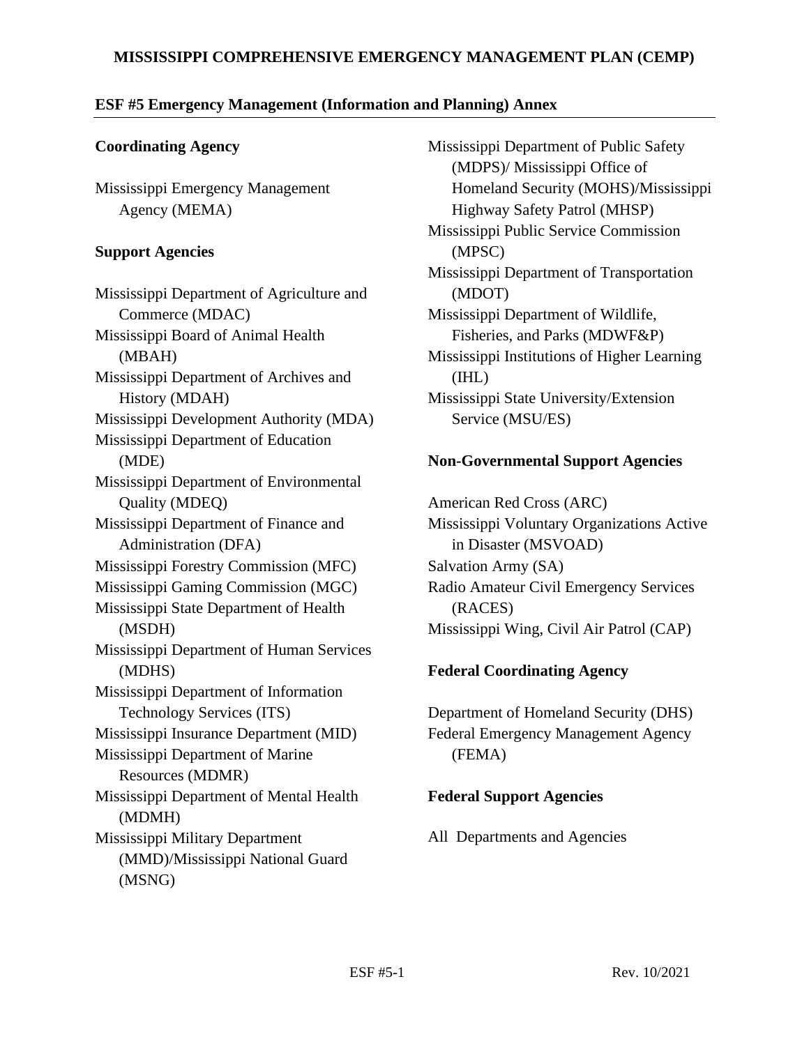# MISSISSIPPI COMPREHENSIVE EMERGENCY MANAGEMENT PLAN (CEMP)

## ESF #5 Emergency Management (Information and Planning) Annex

### Coordinating Agency

Mississippi Emergency Management Agency (MEMA)

### Support Agencies

Mississippi Department of Agriculture and Commerce (MDAC)
Mississippi Board of Animal Health (MBAH)
Mississippi Department of Archives and History (MDAH)
Mississippi Development Authority (MDA)
Mississippi Department of Education (MDE)
Mississippi Department of Environmental Quality (MDEQ)
Mississippi Department of Finance and Administration (DFA)
Mississippi Forestry Commission (MFC)
Mississippi Gaming Commission (MGC)
Mississippi State Department of Health (MSDH)
Mississippi Department of Human Services (MDHS)
Mississippi Department of Information Technology Services (ITS)
Mississippi Insurance Department (MID)
Mississippi Department of Marine Resources (MDMR)
Mississippi Department of Mental Health (MDMH)
Mississippi Military Department (MMD)/Mississippi National Guard (MSNG)
Mississippi Department of Public Safety (MDPS)/ Mississippi Office of Homeland Security (MOHS)/Mississippi Highway Safety Patrol (MHSP)
Mississippi Public Service Commission (MPSC)
Mississippi Department of Transportation (MDOT)
Mississippi Department of Wildlife, Fisheries, and Parks (MDWF&P)
Mississippi Institutions of Higher Learning (IHL)
Mississippi State University/Extension Service (MSU/ES)

### Non-Governmental Support Agencies

American Red Cross (ARC)
Mississippi Voluntary Organizations Active in Disaster (MSVOAD)
Salvation Army (SA)
Radio Amateur Civil Emergency Services (RACES)
Mississippi Wing, Civil Air Patrol (CAP)

### Federal Coordinating Agency

Department of Homeland Security (DHS)
Federal Emergency Management Agency (FEMA)

### Federal Support Agencies

All Departments and Agencies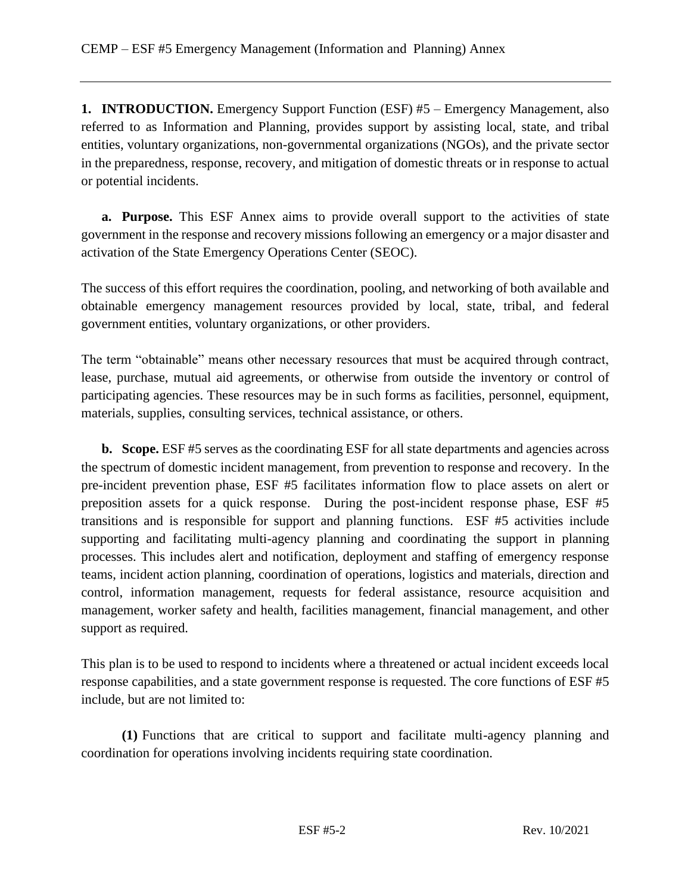**1. INTRODUCTION.** Emergency Support Function (ESF) #5 – Emergency Management, also referred to as Information and Planning, provides support by assisting local, state, and tribal entities, voluntary organizations, non-governmental organizations (NGOs), and the private sector in the preparedness, response, recovery, and mitigation of domestic threats or in response to actual or potential incidents.

**a. Purpose.** This ESF Annex aims to provide overall support to the activities of state government in the response and recovery missions following an emergency or a major disaster and activation of the State Emergency Operations Center (SEOC).

The success of this effort requires the coordination, pooling, and networking of both available and obtainable emergency management resources provided by local, state, tribal, and federal government entities, voluntary organizations, or other providers.

The term "obtainable" means other necessary resources that must be acquired through contract, lease, purchase, mutual aid agreements, or otherwise from outside the inventory or control of participating agencies. These resources may be in such forms as facilities, personnel, equipment, materials, supplies, consulting services, technical assistance, or others.

**b. Scope.** ESF #5 serves as the coordinating ESF for all state departments and agencies across the spectrum of domestic incident management, from prevention to response and recovery. In the pre-incident prevention phase, ESF #5 facilitates information flow to place assets on alert or preposition assets for a quick response. During the post-incident response phase, ESF #5 transitions and is responsible for support and planning functions. ESF #5 activities include supporting and facilitating multi-agency planning and coordinating the support in planning processes. This includes alert and notification, deployment and staffing of emergency response teams, incident action planning, coordination of operations, logistics and materials, direction and control, information management, requests for federal assistance, resource acquisition and management, worker safety and health, facilities management, financial management, and other support as required.

This plan is to be used to respond to incidents where a threatened or actual incident exceeds local response capabilities, and a state government response is requested. The core functions of ESF #5 include, but are not limited to:

**(1)** Functions that are critical to support and facilitate multi-agency planning and coordination for operations involving incidents requiring state coordination.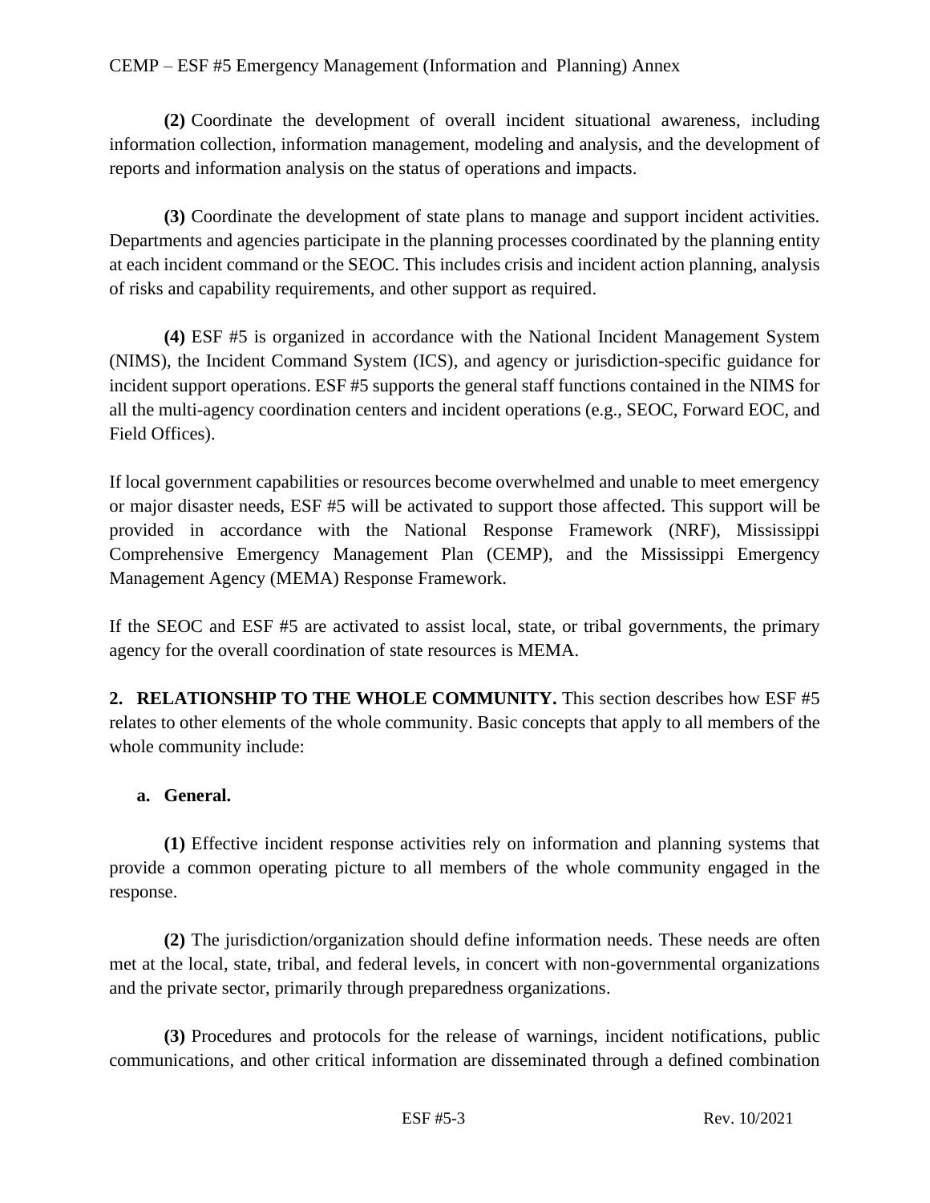**(2)** Coordinate the development of overall incident situational awareness, including information collection, information management, modeling and analysis, and the development of reports and information analysis on the status of operations and impacts.

**(3)** Coordinate the development of state plans to manage and support incident activities. Departments and agencies participate in the planning processes coordinated by the planning entity at each incident command or the SEOC. This includes crisis and incident action planning, analysis of risks and capability requirements, and other support as required.

**(4)** ESF #5 is organized in accordance with the National Incident Management System (NIMS), the Incident Command System (ICS), and agency or jurisdiction-specific guidance for incident support operations. ESF #5 supports the general staff functions contained in the NIMS for all the multi-agency coordination centers and incident operations (e.g., SEOC, Forward EOC, and Field Offices).

If local government capabilities or resources become overwhelmed and unable to meet emergency or major disaster needs, ESF #5 will be activated to support those affected. This support will be provided in accordance with the National Response Framework (NRF), Mississippi Comprehensive Emergency Management Plan (CEMP), and the Mississippi Emergency Management Agency (MEMA) Response Framework.

If the SEOC and ESF #5 are activated to assist local, state, or tribal governments, the primary agency for the overall coordination of state resources is MEMA.

**2. RELATIONSHIP TO THE WHOLE COMMUNITY.** This section describes how ESF #5 relates to other elements of the whole community. Basic concepts that apply to all members of the whole community include:

**a. General.**

**(1)** Effective incident response activities rely on information and planning systems that provide a common operating picture to all members of the whole community engaged in the response.

**(2)** The jurisdiction/organization should define information needs. These needs are often met at the local, state, tribal, and federal levels, in concert with non-governmental organizations and the private sector, primarily through preparedness organizations.

**(3)** Procedures and protocols for the release of warnings, incident notifications, public communications, and other critical information are disseminated through a defined combination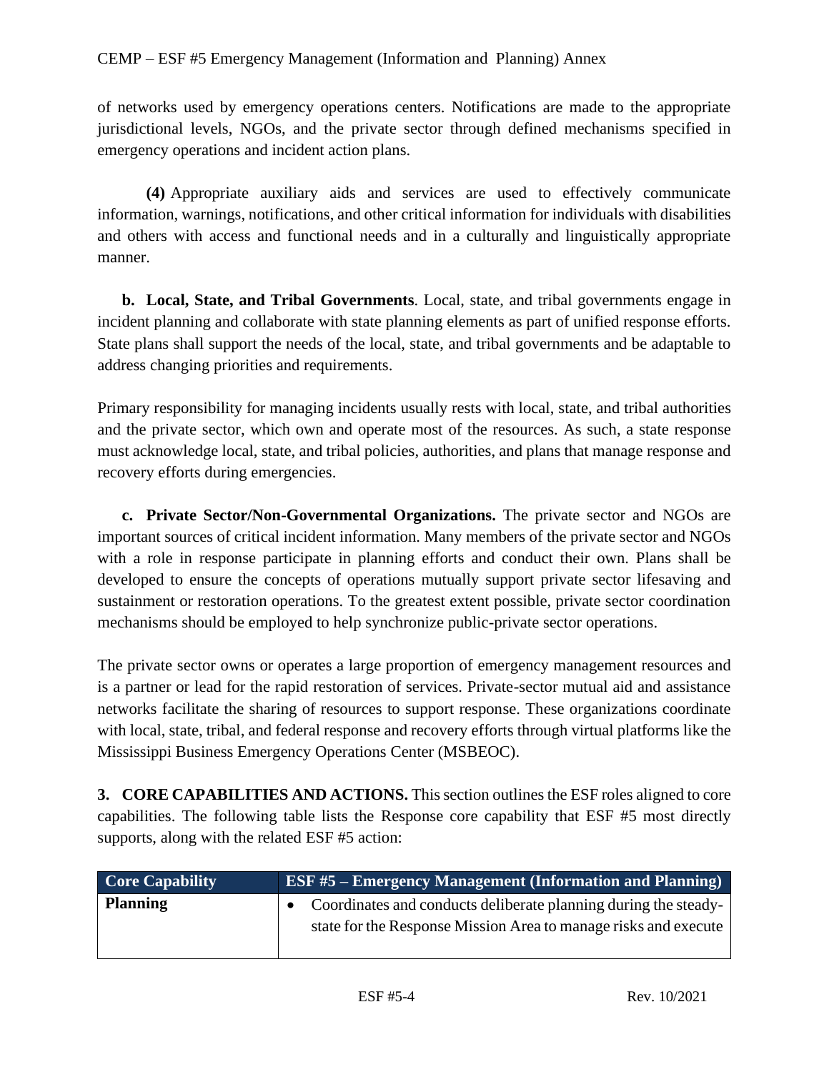of networks used by emergency operations centers. Notifications are made to the appropriate jurisdictional levels, NGOs, and the private sector through defined mechanisms specified in emergency operations and incident action plans.

**(4)** Appropriate auxiliary aids and services are used to effectively communicate information, warnings, notifications, and other critical information for individuals with disabilities and others with access and functional needs and in a culturally and linguistically appropriate manner.

**b. Local, State, and Tribal Governments**. Local, state, and tribal governments engage in incident planning and collaborate with state planning elements as part of unified response efforts. State plans shall support the needs of the local, state, and tribal governments and be adaptable to address changing priorities and requirements.

Primary responsibility for managing incidents usually rests with local, state, and tribal authorities and the private sector, which own and operate most of the resources. As such, a state response must acknowledge local, state, and tribal policies, authorities, and plans that manage response and recovery efforts during emergencies.

**c. Private Sector/Non-Governmental Organizations.** The private sector and NGOs are important sources of critical incident information. Many members of the private sector and NGOs with a role in response participate in planning efforts and conduct their own. Plans shall be developed to ensure the concepts of operations mutually support private sector lifesaving and sustainment or restoration operations. To the greatest extent possible, private sector coordination mechanisms should be employed to help synchronize public-private sector operations.

The private sector owns or operates a large proportion of emergency management resources and is a partner or lead for the rapid restoration of services. Private-sector mutual aid and assistance networks facilitate the sharing of resources to support response. These organizations coordinate with local, state, tribal, and federal response and recovery efforts through virtual platforms like the Mississippi Business Emergency Operations Center (MSBEOC).

**3. CORE CAPABILITIES AND ACTIONS.** This section outlines the ESF roles aligned to core capabilities. The following table lists the Response core capability that ESF #5 most directly supports, along with the related ESF #5 action:

| Core Capability | ESF #5 – Emergency Management (Information and Planning) |
|---|---|
| **Planning** | • Coordinates and conducts deliberate planning during the steady-state for the Response Mission Area to manage risks and execute |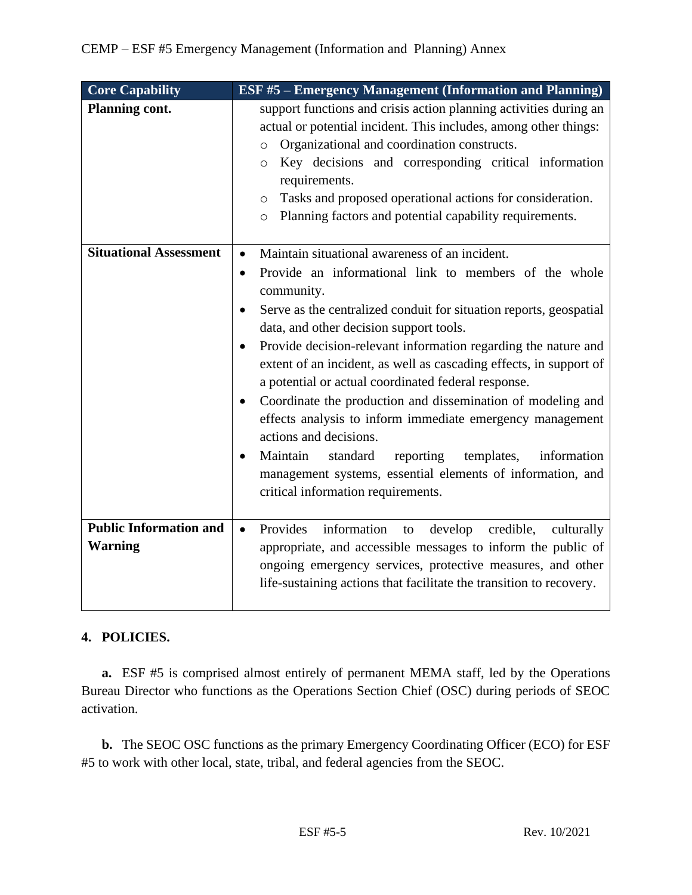| Core Capability | ESF #5 – Emergency Management (Information and Planning) |
|---|---|
| **Planning cont.** | support functions and crisis action planning activities during an actual or potential incident. This includes, among other things:<br>○ Organizational and coordination constructs.<br>○ Key decisions and corresponding critical information requirements.<br>○ Tasks and proposed operational actions for consideration.<br>○ Planning factors and potential capability requirements. |
| **Situational Assessment** | • Maintain situational awareness of an incident.<br>• Provide an informational link to members of the whole community.<br>• Serve as the centralized conduit for situation reports, geospatial data, and other decision support tools.<br>• Provide decision-relevant information regarding the nature and extent of an incident, as well as cascading effects, in support of a potential or actual coordinated federal response.<br>• Coordinate the production and dissemination of modeling and effects analysis to inform immediate emergency management actions and decisions.<br>• Maintain standard reporting templates, information management systems, essential elements of information, and critical information requirements. |
| **Public Information and Warning** | • Provides information to develop credible, culturally appropriate, and accessible messages to inform the public of ongoing emergency services, protective measures, and other life-sustaining actions that facilitate the transition to recovery. |

## 4. POLICIES.

**a.** ESF #5 is comprised almost entirely of permanent MEMA staff, led by the Operations Bureau Director who functions as the Operations Section Chief (OSC) during periods of SEOC activation.

**b.** The SEOC OSC functions as the primary Emergency Coordinating Officer (ECO) for ESF #5 to work with other local, state, tribal, and federal agencies from the SEOC.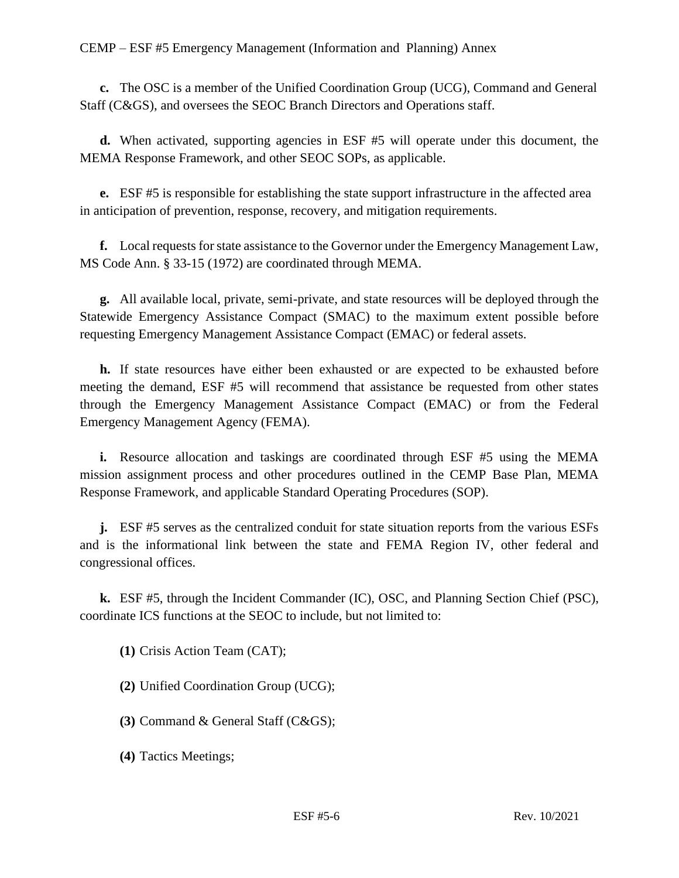**c.** The OSC is a member of the Unified Coordination Group (UCG), Command and General Staff (C&GS), and oversees the SEOC Branch Directors and Operations staff.

**d.** When activated, supporting agencies in ESF #5 will operate under this document, the MEMA Response Framework, and other SEOC SOPs, as applicable.

**e.** ESF #5 is responsible for establishing the state support infrastructure in the affected area in anticipation of prevention, response, recovery, and mitigation requirements.

**f.** Local requests for state assistance to the Governor under the Emergency Management Law, MS Code Ann. § 33-15 (1972) are coordinated through MEMA.

**g.** All available local, private, semi-private, and state resources will be deployed through the Statewide Emergency Assistance Compact (SMAC) to the maximum extent possible before requesting Emergency Management Assistance Compact (EMAC) or federal assets.

**h.** If state resources have either been exhausted or are expected to be exhausted before meeting the demand, ESF #5 will recommend that assistance be requested from other states through the Emergency Management Assistance Compact (EMAC) or from the Federal Emergency Management Agency (FEMA).

**i.** Resource allocation and taskings are coordinated through ESF #5 using the MEMA mission assignment process and other procedures outlined in the CEMP Base Plan, MEMA Response Framework, and applicable Standard Operating Procedures (SOP).

**j.** ESF #5 serves as the centralized conduit for state situation reports from the various ESFs and is the informational link between the state and FEMA Region IV, other federal and congressional offices.

**k.** ESF #5, through the Incident Commander (IC), OSC, and Planning Section Chief (PSC), coordinate ICS functions at the SEOC to include, but not limited to:

**(1)** Crisis Action Team (CAT);

**(2)** Unified Coordination Group (UCG);

**(3)** Command & General Staff (C&GS);

**(4)** Tactics Meetings;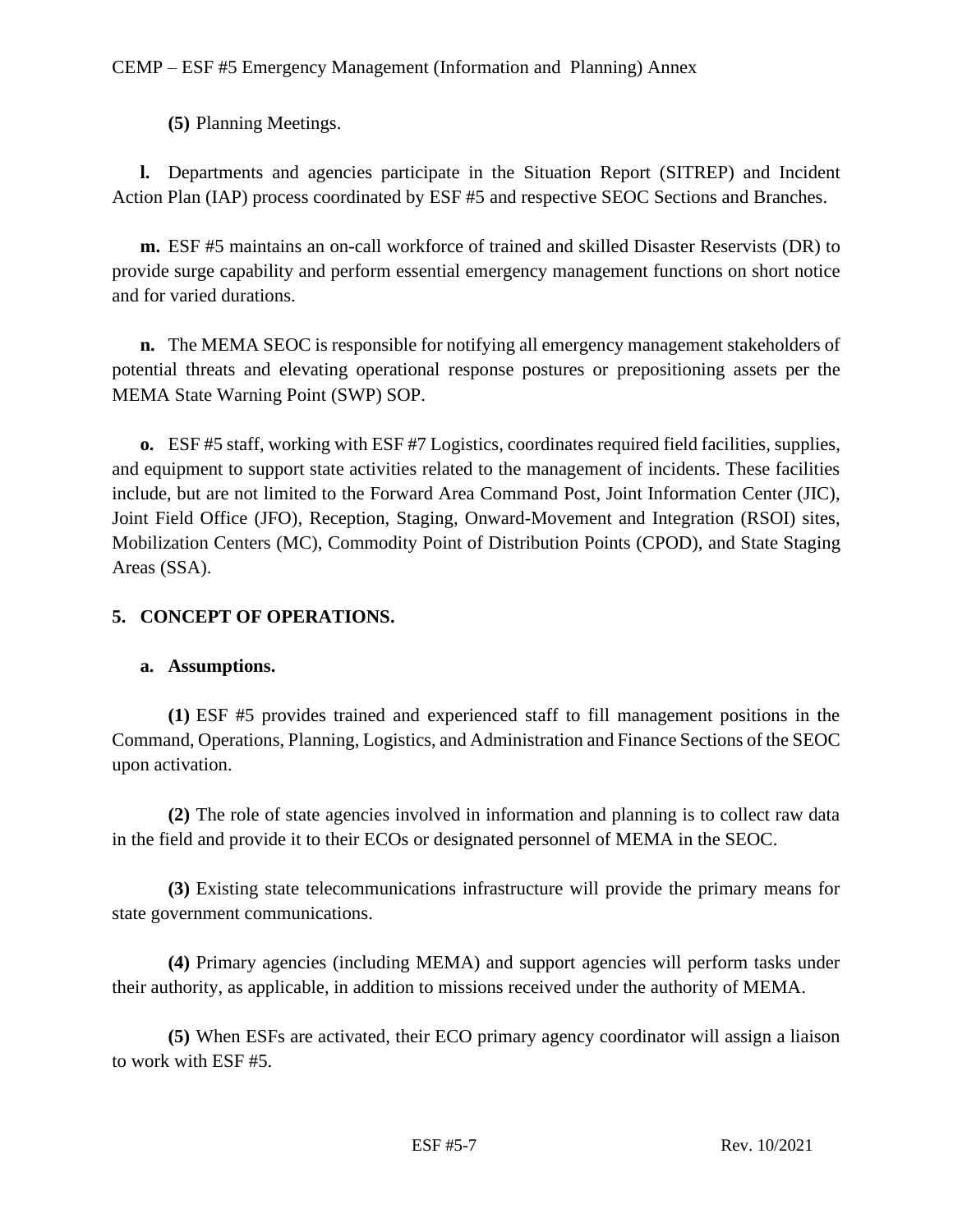**(5)** Planning Meetings.

**l.** Departments and agencies participate in the Situation Report (SITREP) and Incident Action Plan (IAP) process coordinated by ESF #5 and respective SEOC Sections and Branches.

**m.** ESF #5 maintains an on-call workforce of trained and skilled Disaster Reservists (DR) to provide surge capability and perform essential emergency management functions on short notice and for varied durations.

**n.** The MEMA SEOC is responsible for notifying all emergency management stakeholders of potential threats and elevating operational response postures or prepositioning assets per the MEMA State Warning Point (SWP) SOP.

**o.** ESF #5 staff, working with ESF #7 Logistics, coordinates required field facilities, supplies, and equipment to support state activities related to the management of incidents. These facilities include, but are not limited to the Forward Area Command Post, Joint Information Center (JIC), Joint Field Office (JFO), Reception, Staging, Onward-Movement and Integration (RSOI) sites, Mobilization Centers (MC), Commodity Point of Distribution Points (CPOD), and State Staging Areas (SSA).

## 5. CONCEPT OF OPERATIONS.

### a. Assumptions.

**(1)** ESF #5 provides trained and experienced staff to fill management positions in the Command, Operations, Planning, Logistics, and Administration and Finance Sections of the SEOC upon activation.

**(2)** The role of state agencies involved in information and planning is to collect raw data in the field and provide it to their ECOs or designated personnel of MEMA in the SEOC.

**(3)** Existing state telecommunications infrastructure will provide the primary means for state government communications.

**(4)** Primary agencies (including MEMA) and support agencies will perform tasks under their authority, as applicable, in addition to missions received under the authority of MEMA.

**(5)** When ESFs are activated, their ECO primary agency coordinator will assign a liaison to work with ESF #5.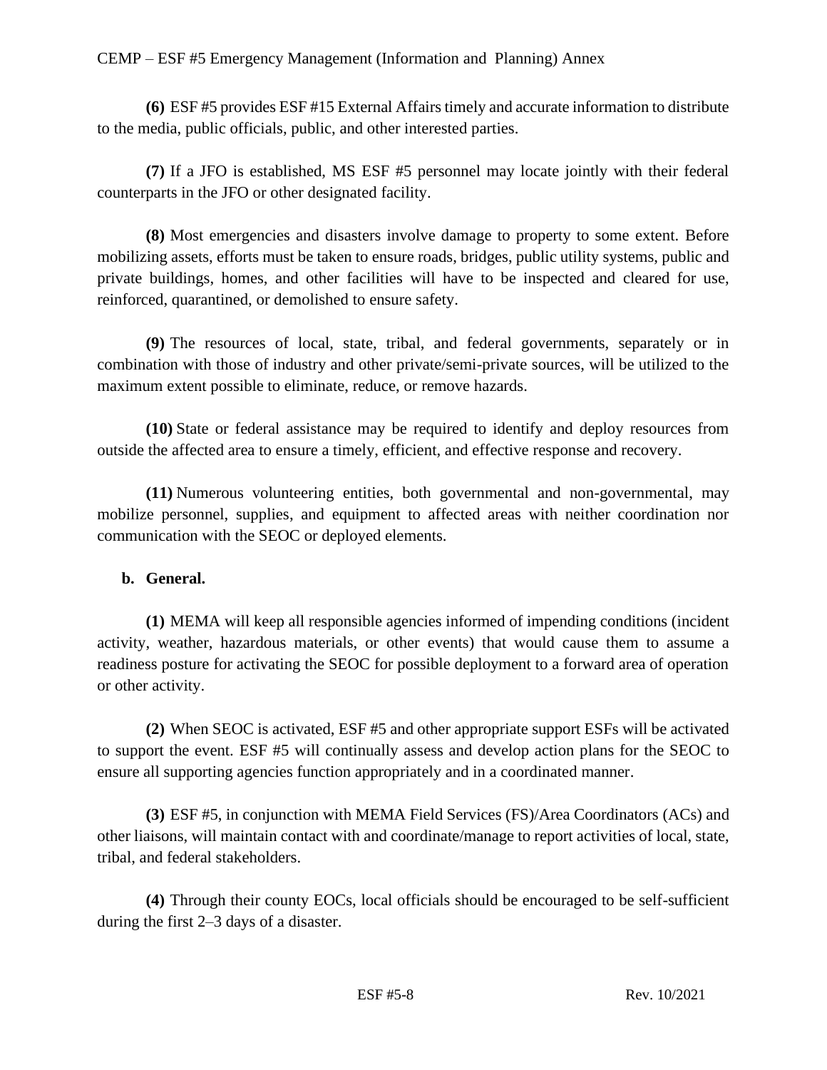**(6)** ESF #5 provides ESF #15 External Affairs timely and accurate information to distribute to the media, public officials, public, and other interested parties.

**(7)** If a JFO is established, MS ESF #5 personnel may locate jointly with their federal counterparts in the JFO or other designated facility.

**(8)** Most emergencies and disasters involve damage to property to some extent. Before mobilizing assets, efforts must be taken to ensure roads, bridges, public utility systems, public and private buildings, homes, and other facilities will have to be inspected and cleared for use, reinforced, quarantined, or demolished to ensure safety.

**(9)** The resources of local, state, tribal, and federal governments, separately or in combination with those of industry and other private/semi-private sources, will be utilized to the maximum extent possible to eliminate, reduce, or remove hazards.

**(10)** State or federal assistance may be required to identify and deploy resources from outside the affected area to ensure a timely, efficient, and effective response and recovery.

**(11)** Numerous volunteering entities, both governmental and non-governmental, may mobilize personnel, supplies, and equipment to affected areas with neither coordination nor communication with the SEOC or deployed elements.

**b. General.**

**(1)** MEMA will keep all responsible agencies informed of impending conditions (incident activity, weather, hazardous materials, or other events) that would cause them to assume a readiness posture for activating the SEOC for possible deployment to a forward area of operation or other activity.

**(2)** When SEOC is activated, ESF #5 and other appropriate support ESFs will be activated to support the event. ESF #5 will continually assess and develop action plans for the SEOC to ensure all supporting agencies function appropriately and in a coordinated manner.

**(3)** ESF #5, in conjunction with MEMA Field Services (FS)/Area Coordinators (ACs) and other liaisons, will maintain contact with and coordinate/manage to report activities of local, state, tribal, and federal stakeholders.

**(4)** Through their county EOCs, local officials should be encouraged to be self-sufficient during the first 2–3 days of a disaster.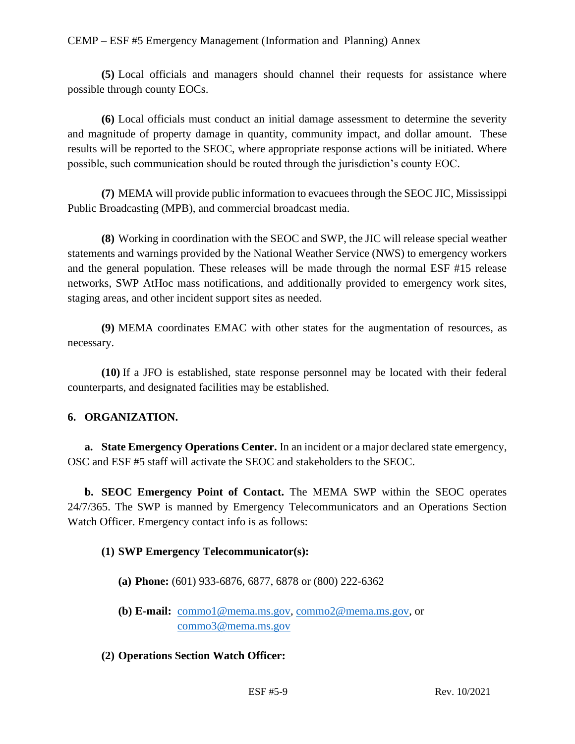**(5)** Local officials and managers should channel their requests for assistance where possible through county EOCs.

**(6)** Local officials must conduct an initial damage assessment to determine the severity and magnitude of property damage in quantity, community impact, and dollar amount. These results will be reported to the SEOC, where appropriate response actions will be initiated. Where possible, such communication should be routed through the jurisdiction's county EOC.

**(7)** MEMA will provide public information to evacuees through the SEOC JIC, Mississippi Public Broadcasting (MPB), and commercial broadcast media.

**(8)** Working in coordination with the SEOC and SWP, the JIC will release special weather statements and warnings provided by the National Weather Service (NWS) to emergency workers and the general population. These releases will be made through the normal ESF #15 release networks, SWP AtHoc mass notifications, and additionally provided to emergency work sites, staging areas, and other incident support sites as needed.

**(9)** MEMA coordinates EMAC with other states for the augmentation of resources, as necessary.

**(10)** If a JFO is established, state response personnel may be located with their federal counterparts, and designated facilities may be established.

## 6. ORGANIZATION.

**a. State Emergency Operations Center.** In an incident or a major declared state emergency, OSC and ESF #5 staff will activate the SEOC and stakeholders to the SEOC.

**b. SEOC Emergency Point of Contact.** The MEMA SWP within the SEOC operates 24/7/365. The SWP is manned by Emergency Telecommunicators and an Operations Section Watch Officer. Emergency contact info is as follows:

**(1) SWP Emergency Telecommunicator(s):**

**(a) Phone:** (601) 933-6876, 6877, 6878 or (800) 222-6362

**(b) E-mail:** commo1@mema.ms.gov, commo2@mema.ms.gov, or commo3@mema.ms.gov

**(2) Operations Section Watch Officer:**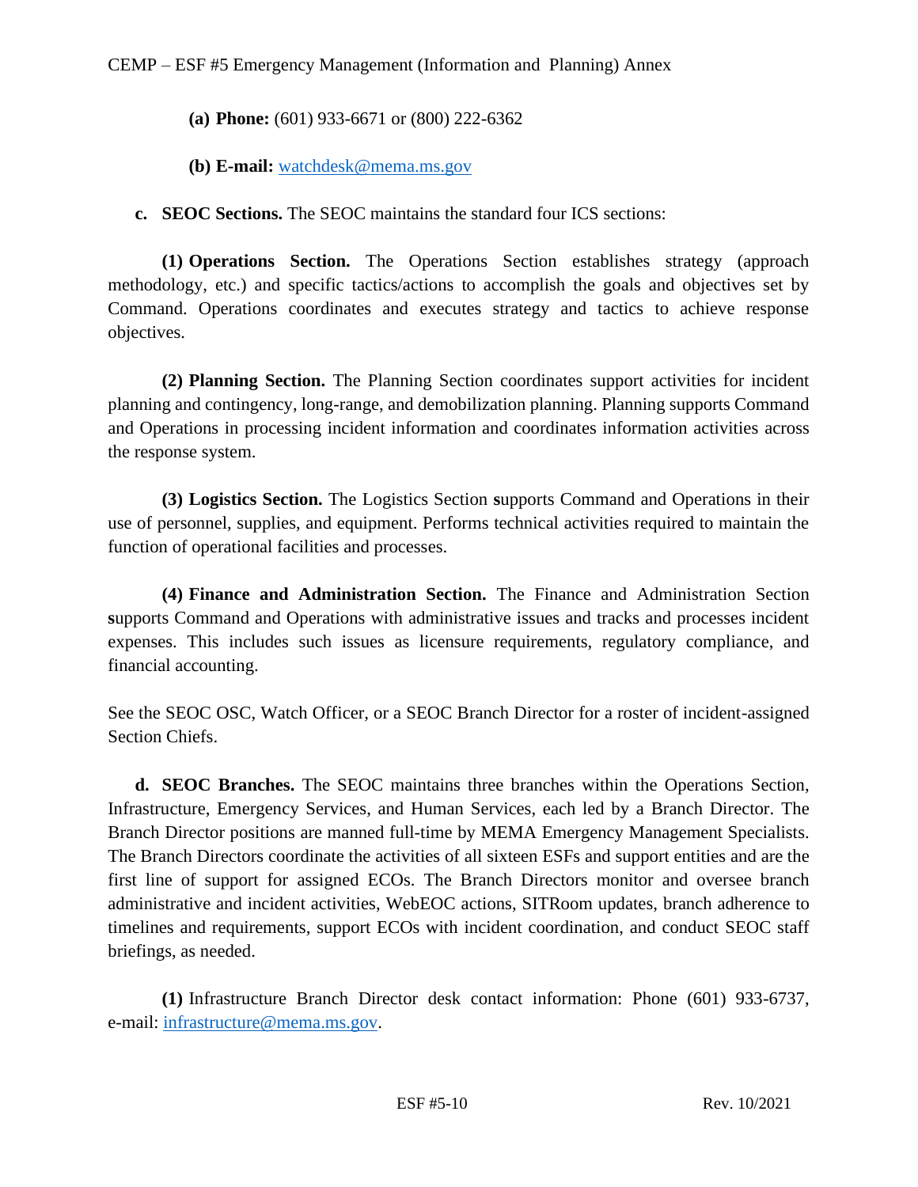**(a) Phone:** (601) 933-6671 or (800) 222-6362

**(b) E-mail:** watchdesk@mema.ms.gov

**c. SEOC Sections.** The SEOC maintains the standard four ICS sections:

**(1) Operations Section.** The Operations Section establishes strategy (approach methodology, etc.) and specific tactics/actions to accomplish the goals and objectives set by Command. Operations coordinates and executes strategy and tactics to achieve response objectives.

**(2) Planning Section.** The Planning Section coordinates support activities for incident planning and contingency, long-range, and demobilization planning. Planning supports Command and Operations in processing incident information and coordinates information activities across the response system.

**(3) Logistics Section.** The Logistics Section supports Command and Operations in their use of personnel, supplies, and equipment. Performs technical activities required to maintain the function of operational facilities and processes.

**(4) Finance and Administration Section.** The Finance and Administration Section supports Command and Operations with administrative issues and tracks and processes incident expenses. This includes such issues as licensure requirements, regulatory compliance, and financial accounting.

See the SEOC OSC, Watch Officer, or a SEOC Branch Director for a roster of incident-assigned Section Chiefs.

**d. SEOC Branches.** The SEOC maintains three branches within the Operations Section, Infrastructure, Emergency Services, and Human Services, each led by a Branch Director. The Branch Director positions are manned full-time by MEMA Emergency Management Specialists. The Branch Directors coordinate the activities of all sixteen ESFs and support entities and are the first line of support for assigned ECOs. The Branch Directors monitor and oversee branch administrative and incident activities, WebEOC actions, SITRoom updates, branch adherence to timelines and requirements, support ECOs with incident coordination, and conduct SEOC staff briefings, as needed.

**(1)** Infrastructure Branch Director desk contact information: Phone (601) 933-6737, e-mail: infrastructure@mema.ms.gov.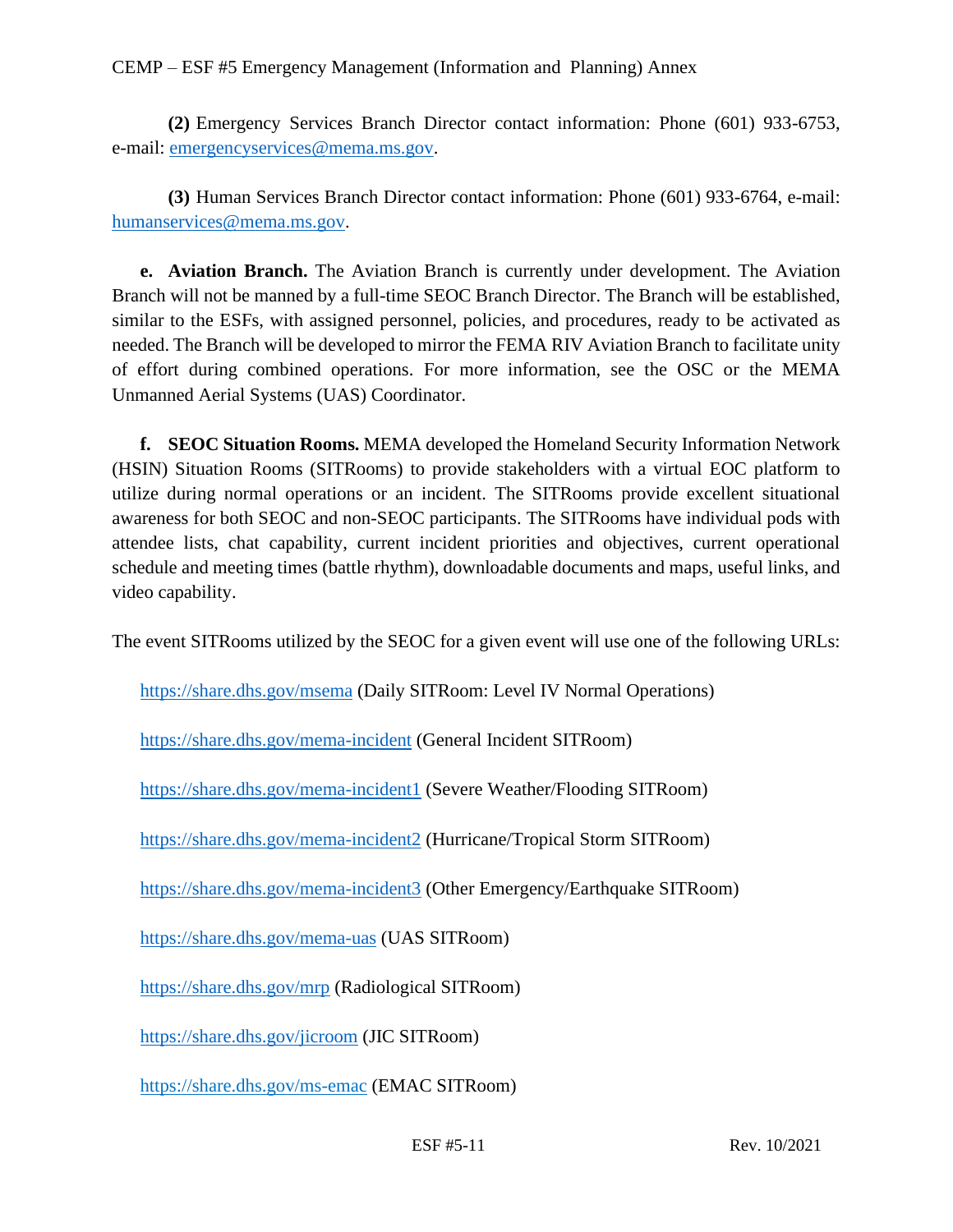**(2)** Emergency Services Branch Director contact information: Phone (601) 933-6753, e-mail: [emergencyservices@mema.ms.gov](mailto:emergencyservices@mema.ms.gov).

**(3)** Human Services Branch Director contact information: Phone (601) 933-6764, e-mail: [humanservices@mema.ms.gov](mailto:humanservices@mema.ms.gov).

**e. Aviation Branch.** The Aviation Branch is currently under development. The Aviation Branch will not be manned by a full-time SEOC Branch Director. The Branch will be established, similar to the ESFs, with assigned personnel, policies, and procedures, ready to be activated as needed. The Branch will be developed to mirror the FEMA RIV Aviation Branch to facilitate unity of effort during combined operations. For more information, see the OSC or the MEMA Unmanned Aerial Systems (UAS) Coordinator.

**f. SEOC Situation Rooms.** MEMA developed the Homeland Security Information Network (HSIN) Situation Rooms (SITRooms) to provide stakeholders with a virtual EOC platform to utilize during normal operations or an incident. The SITRooms provide excellent situational awareness for both SEOC and non-SEOC participants. The SITRooms have individual pods with attendee lists, chat capability, current incident priorities and objectives, current operational schedule and meeting times (battle rhythm), downloadable documents and maps, useful links, and video capability.

The event SITRooms utilized by the SEOC for a given event will use one of the following URLs:

[https://share.dhs.gov/msema](https://share.dhs.gov/msema) (Daily SITRoom: Level IV Normal Operations)

[https://share.dhs.gov/mema-incident](https://share.dhs.gov/mema-incident) (General Incident SITRoom)

[https://share.dhs.gov/mema-incident1](https://share.dhs.gov/mema-incident1) (Severe Weather/Flooding SITRoom)

[https://share.dhs.gov/mema-incident2](https://share.dhs.gov/mema-incident2) (Hurricane/Tropical Storm SITRoom)

[https://share.dhs.gov/mema-incident3](https://share.dhs.gov/mema-incident3) (Other Emergency/Earthquake SITRoom)

[https://share.dhs.gov/mema-uas](https://share.dhs.gov/mema-uas) (UAS SITRoom)

[https://share.dhs.gov/mrp](https://share.dhs.gov/mrp) (Radiological SITRoom)

[https://share.dhs.gov/jicroom](https://share.dhs.gov/jicroom) (JIC SITRoom)

[https://share.dhs.gov/ms-emac](https://share.dhs.gov/ms-emac) (EMAC SITRoom)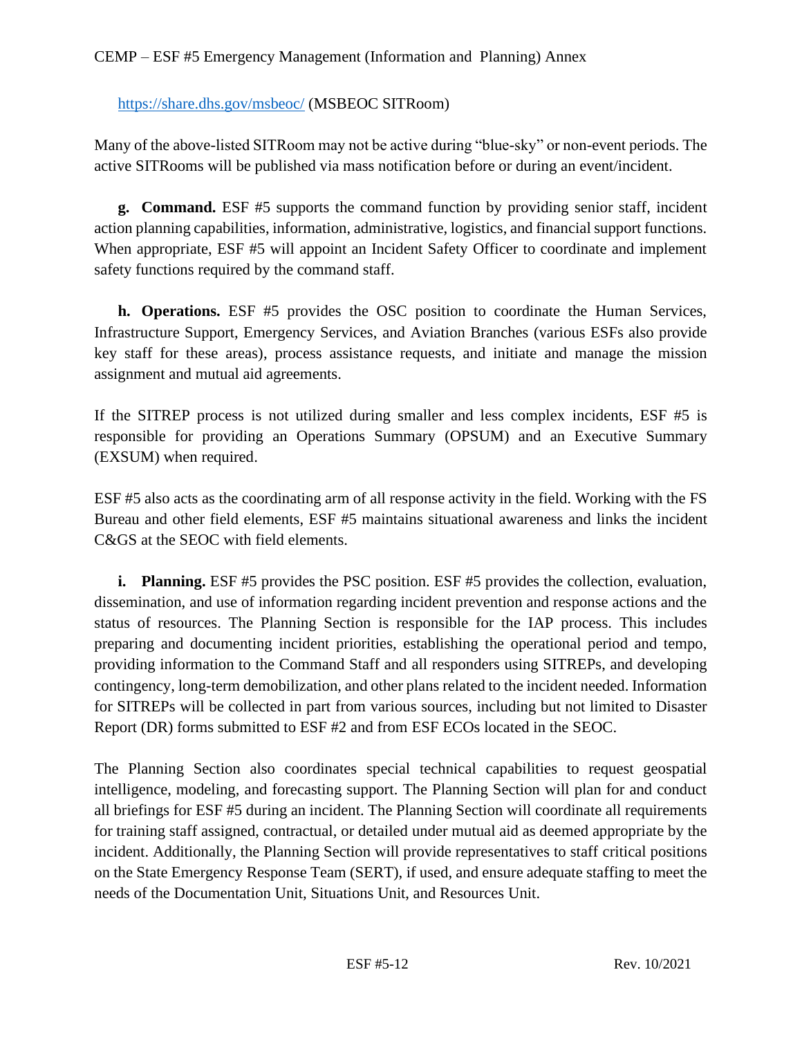https://share.dhs.gov/msbeoc/ (MSBEOC SITRoom)

Many of the above-listed SITRoom may not be active during "blue-sky" or non-event periods. The active SITRooms will be published via mass notification before or during an event/incident.

**g. Command.** ESF #5 supports the command function by providing senior staff, incident action planning capabilities, information, administrative, logistics, and financial support functions. When appropriate, ESF #5 will appoint an Incident Safety Officer to coordinate and implement safety functions required by the command staff.

**h. Operations.** ESF #5 provides the OSC position to coordinate the Human Services, Infrastructure Support, Emergency Services, and Aviation Branches (various ESFs also provide key staff for these areas), process assistance requests, and initiate and manage the mission assignment and mutual aid agreements.

If the SITREP process is not utilized during smaller and less complex incidents, ESF #5 is responsible for providing an Operations Summary (OPSUM) and an Executive Summary (EXSUM) when required.

ESF #5 also acts as the coordinating arm of all response activity in the field. Working with the FS Bureau and other field elements, ESF #5 maintains situational awareness and links the incident C&GS at the SEOC with field elements.

**i. Planning.** ESF #5 provides the PSC position. ESF #5 provides the collection, evaluation, dissemination, and use of information regarding incident prevention and response actions and the status of resources. The Planning Section is responsible for the IAP process. This includes preparing and documenting incident priorities, establishing the operational period and tempo, providing information to the Command Staff and all responders using SITREPs, and developing contingency, long-term demobilization, and other plans related to the incident needed. Information for SITREPs will be collected in part from various sources, including but not limited to Disaster Report (DR) forms submitted to ESF #2 and from ESF ECOs located in the SEOC.

The Planning Section also coordinates special technical capabilities to request geospatial intelligence, modeling, and forecasting support. The Planning Section will plan for and conduct all briefings for ESF #5 during an incident. The Planning Section will coordinate all requirements for training staff assigned, contractual, or detailed under mutual aid as deemed appropriate by the incident. Additionally, the Planning Section will provide representatives to staff critical positions on the State Emergency Response Team (SERT), if used, and ensure adequate staffing to meet the needs of the Documentation Unit, Situations Unit, and Resources Unit.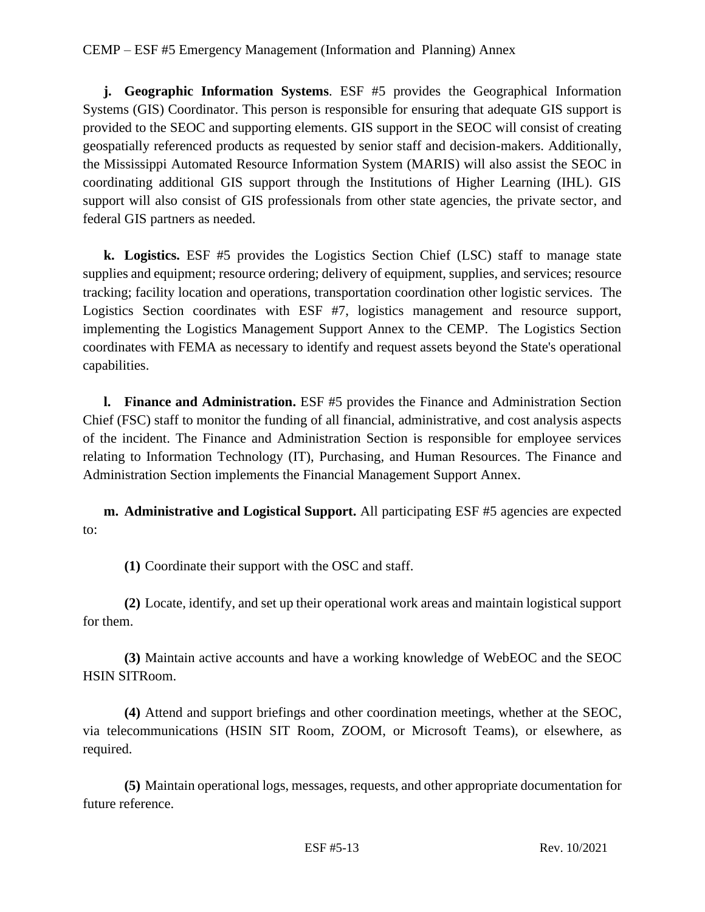**j. Geographic Information Systems**. ESF #5 provides the Geographical Information Systems (GIS) Coordinator. This person is responsible for ensuring that adequate GIS support is provided to the SEOC and supporting elements. GIS support in the SEOC will consist of creating geospatially referenced products as requested by senior staff and decision-makers. Additionally, the Mississippi Automated Resource Information System (MARIS) will also assist the SEOC in coordinating additional GIS support through the Institutions of Higher Learning (IHL). GIS support will also consist of GIS professionals from other state agencies, the private sector, and federal GIS partners as needed.

**k. Logistics.** ESF #5 provides the Logistics Section Chief (LSC) staff to manage state supplies and equipment; resource ordering; delivery of equipment, supplies, and services; resource tracking; facility location and operations, transportation coordination other logistic services. The Logistics Section coordinates with ESF #7, logistics management and resource support, implementing the Logistics Management Support Annex to the CEMP. The Logistics Section coordinates with FEMA as necessary to identify and request assets beyond the State's operational capabilities.

**l. Finance and Administration.** ESF #5 provides the Finance and Administration Section Chief (FSC) staff to monitor the funding of all financial, administrative, and cost analysis aspects of the incident. The Finance and Administration Section is responsible for employee services relating to Information Technology (IT), Purchasing, and Human Resources. The Finance and Administration Section implements the Financial Management Support Annex.

**m. Administrative and Logistical Support.** All participating ESF #5 agencies are expected to:

**(1)** Coordinate their support with the OSC and staff.

**(2)** Locate, identify, and set up their operational work areas and maintain logistical support for them.

**(3)** Maintain active accounts and have a working knowledge of WebEOC and the SEOC HSIN SITRoom.

**(4)** Attend and support briefings and other coordination meetings, whether at the SEOC, via telecommunications (HSIN SIT Room, ZOOM, or Microsoft Teams), or elsewhere, as required.

**(5)** Maintain operational logs, messages, requests, and other appropriate documentation for future reference.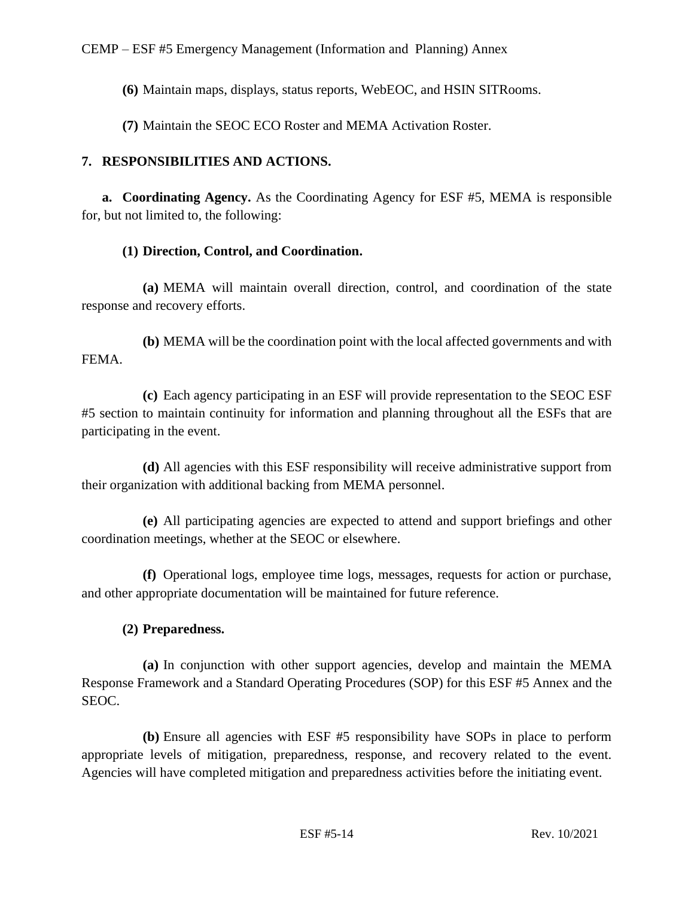**(6)** Maintain maps, displays, status reports, WebEOC, and HSIN SITRooms.

**(7)** Maintain the SEOC ECO Roster and MEMA Activation Roster.

## 7. RESPONSIBILITIES AND ACTIONS.

**a. Coordinating Agency.** As the Coordinating Agency for ESF #5, MEMA is responsible for, but not limited to, the following:

**(1) Direction, Control, and Coordination.**

**(a)** MEMA will maintain overall direction, control, and coordination of the state response and recovery efforts.

**(b)** MEMA will be the coordination point with the local affected governments and with FEMA.

**(c)** Each agency participating in an ESF will provide representation to the SEOC ESF #5 section to maintain continuity for information and planning throughout all the ESFs that are participating in the event.

**(d)** All agencies with this ESF responsibility will receive administrative support from their organization with additional backing from MEMA personnel.

**(e)** All participating agencies are expected to attend and support briefings and other coordination meetings, whether at the SEOC or elsewhere.

**(f)** Operational logs, employee time logs, messages, requests for action or purchase, and other appropriate documentation will be maintained for future reference.

**(2) Preparedness.**

**(a)** In conjunction with other support agencies, develop and maintain the MEMA Response Framework and a Standard Operating Procedures (SOP) for this ESF #5 Annex and the SEOC.

**(b)** Ensure all agencies with ESF #5 responsibility have SOPs in place to perform appropriate levels of mitigation, preparedness, response, and recovery related to the event. Agencies will have completed mitigation and preparedness activities before the initiating event.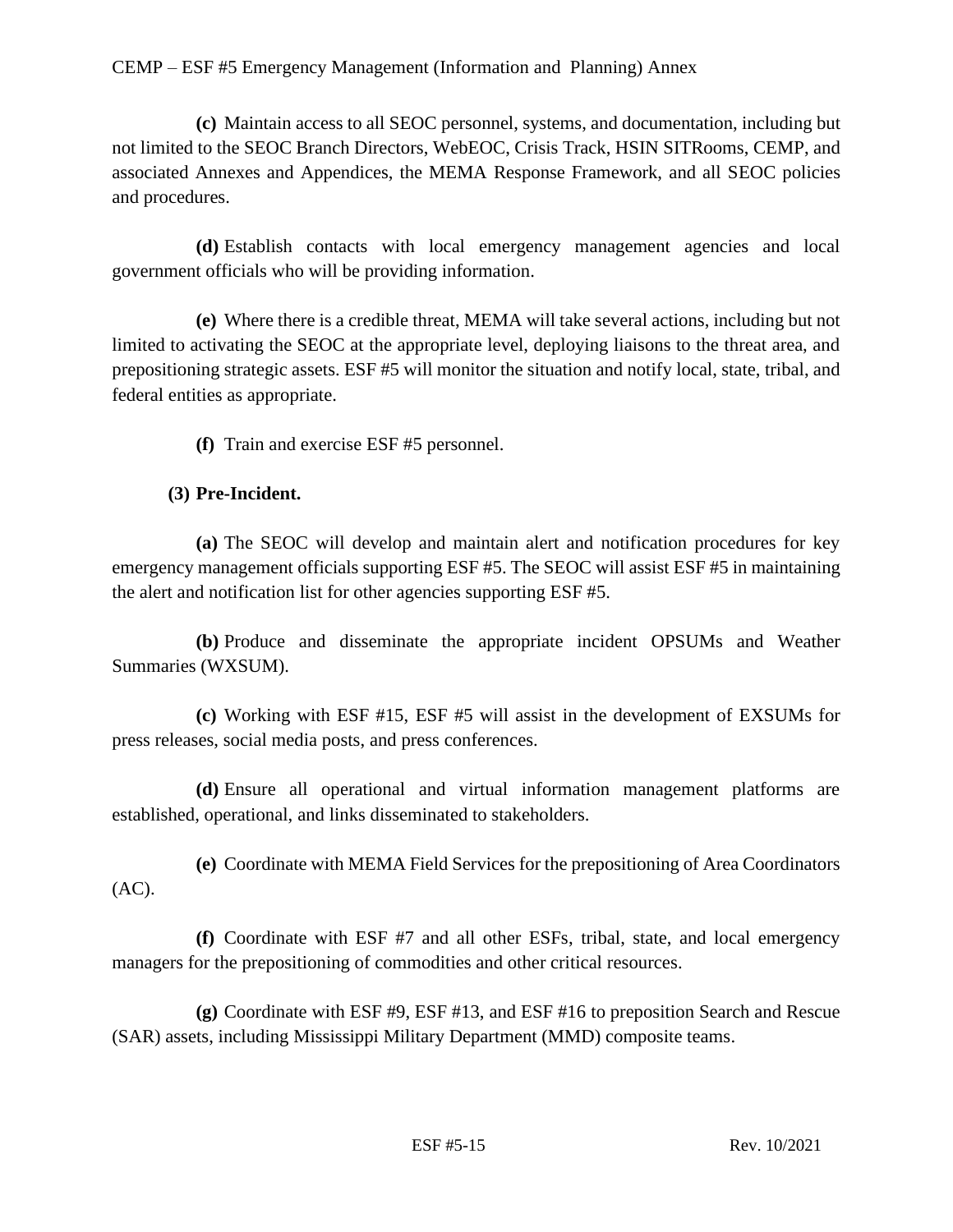**(c)** Maintain access to all SEOC personnel, systems, and documentation, including but not limited to the SEOC Branch Directors, WebEOC, Crisis Track, HSIN SITRooms, CEMP, and associated Annexes and Appendices, the MEMA Response Framework, and all SEOC policies and procedures.

**(d)** Establish contacts with local emergency management agencies and local government officials who will be providing information.

**(e)** Where there is a credible threat, MEMA will take several actions, including but not limited to activating the SEOC at the appropriate level, deploying liaisons to the threat area, and prepositioning strategic assets. ESF #5 will monitor the situation and notify local, state, tribal, and federal entities as appropriate.

**(f)** Train and exercise ESF #5 personnel.

**(3) Pre-Incident.**

**(a)** The SEOC will develop and maintain alert and notification procedures for key emergency management officials supporting ESF #5. The SEOC will assist ESF #5 in maintaining the alert and notification list for other agencies supporting ESF #5.

**(b)** Produce and disseminate the appropriate incident OPSUMs and Weather Summaries (WXSUM).

**(c)** Working with ESF #15, ESF #5 will assist in the development of EXSUMs for press releases, social media posts, and press conferences.

**(d)** Ensure all operational and virtual information management platforms are established, operational, and links disseminated to stakeholders.

**(e)** Coordinate with MEMA Field Services for the prepositioning of Area Coordinators (AC).

**(f)** Coordinate with ESF #7 and all other ESFs, tribal, state, and local emergency managers for the prepositioning of commodities and other critical resources.

**(g)** Coordinate with ESF #9, ESF #13, and ESF #16 to preposition Search and Rescue (SAR) assets, including Mississippi Military Department (MMD) composite teams.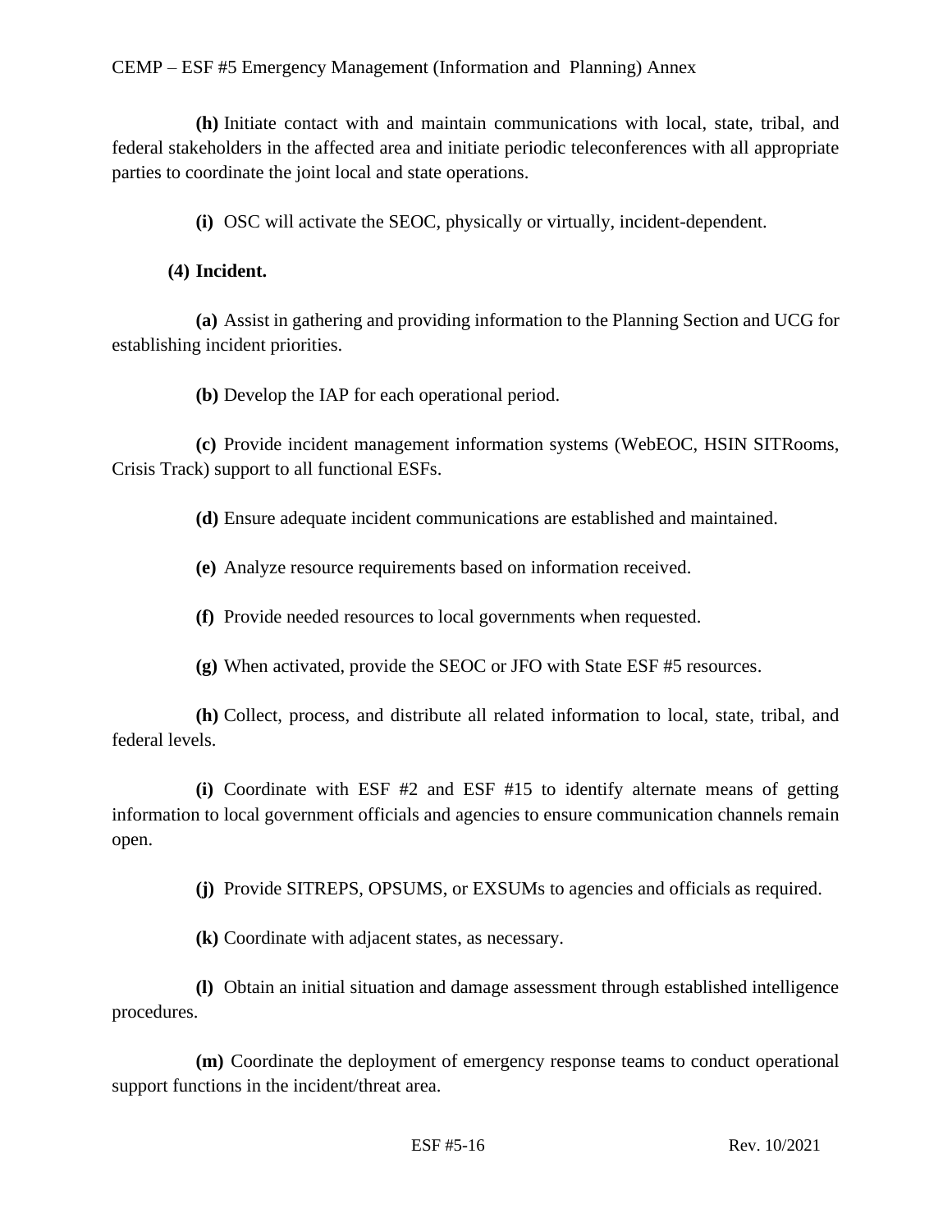**(h)** Initiate contact with and maintain communications with local, state, tribal, and federal stakeholders in the affected area and initiate periodic teleconferences with all appropriate parties to coordinate the joint local and state operations.

**(i)** OSC will activate the SEOC, physically or virtually, incident-dependent.

**(4) Incident.**

**(a)** Assist in gathering and providing information to the Planning Section and UCG for establishing incident priorities.

**(b)** Develop the IAP for each operational period.

**(c)** Provide incident management information systems (WebEOC, HSIN SITRooms, Crisis Track) support to all functional ESFs.

**(d)** Ensure adequate incident communications are established and maintained.

**(e)** Analyze resource requirements based on information received.

**(f)** Provide needed resources to local governments when requested.

**(g)** When activated, provide the SEOC or JFO with State ESF #5 resources.

**(h)** Collect, process, and distribute all related information to local, state, tribal, and federal levels.

**(i)** Coordinate with ESF #2 and ESF #15 to identify alternate means of getting information to local government officials and agencies to ensure communication channels remain open.

**(j)** Provide SITREPS, OPSUMS, or EXSUMs to agencies and officials as required.

**(k)** Coordinate with adjacent states, as necessary.

**(l)** Obtain an initial situation and damage assessment through established intelligence procedures.

**(m)** Coordinate the deployment of emergency response teams to conduct operational support functions in the incident/threat area.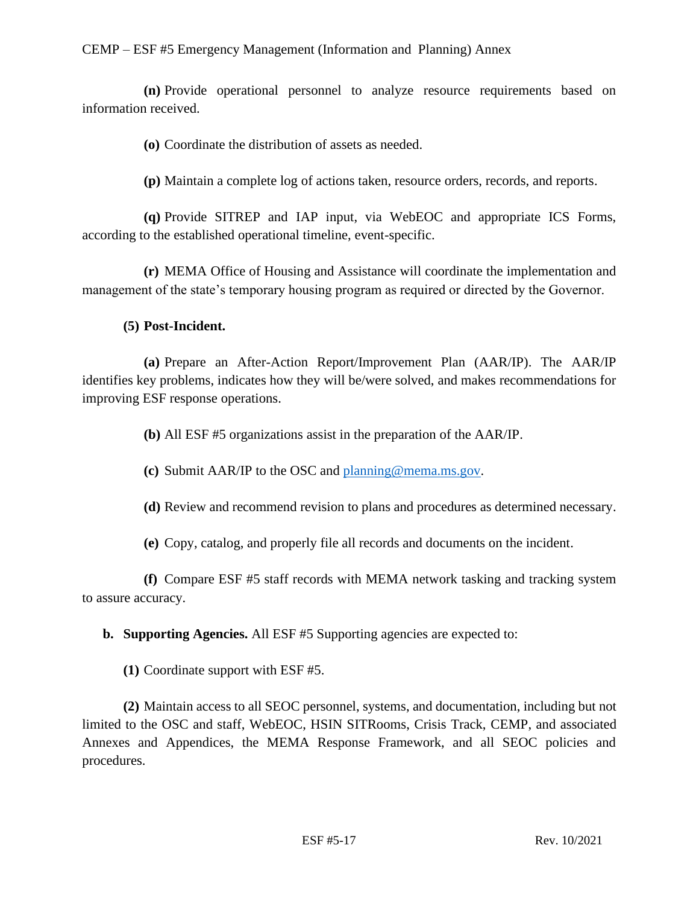**(n)** Provide operational personnel to analyze resource requirements based on information received.

**(o)** Coordinate the distribution of assets as needed.

**(p)** Maintain a complete log of actions taken, resource orders, records, and reports.

**(q)** Provide SITREP and IAP input, via WebEOC and appropriate ICS Forms, according to the established operational timeline, event-specific.

**(r)** MEMA Office of Housing and Assistance will coordinate the implementation and management of the state's temporary housing program as required or directed by the Governor.

**(5) Post-Incident.**

**(a)** Prepare an After-Action Report/Improvement Plan (AAR/IP). The AAR/IP identifies key problems, indicates how they will be/were solved, and makes recommendations for improving ESF response operations.

**(b)** All ESF #5 organizations assist in the preparation of the AAR/IP.

**(c)** Submit AAR/IP to the OSC and [planning@mema.ms.gov](mailto:planning@mema.ms.gov).

**(d)** Review and recommend revision to plans and procedures as determined necessary.

**(e)** Copy, catalog, and properly file all records and documents on the incident.

**(f)** Compare ESF #5 staff records with MEMA network tasking and tracking system to assure accuracy.

**b. Supporting Agencies.** All ESF #5 Supporting agencies are expected to:

**(1)** Coordinate support with ESF #5.

**(2)** Maintain access to all SEOC personnel, systems, and documentation, including but not limited to the OSC and staff, WebEOC, HSIN SITRooms, Crisis Track, CEMP, and associated Annexes and Appendices, the MEMA Response Framework, and all SEOC policies and procedures.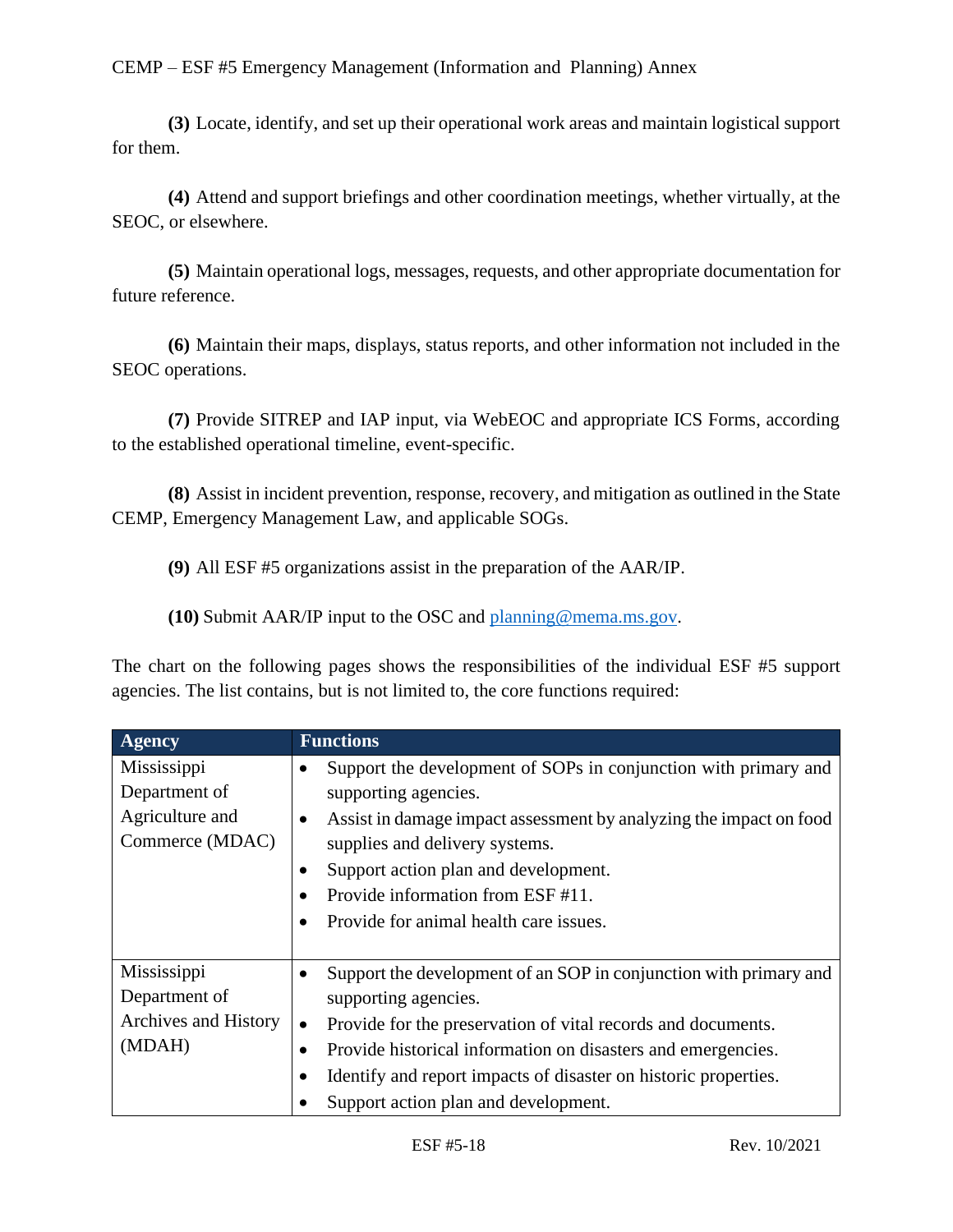**(3)** Locate, identify, and set up their operational work areas and maintain logistical support for them.

**(4)** Attend and support briefings and other coordination meetings, whether virtually, at the SEOC, or elsewhere.

**(5)** Maintain operational logs, messages, requests, and other appropriate documentation for future reference.

**(6)** Maintain their maps, displays, status reports, and other information not included in the SEOC operations.

**(7)** Provide SITREP and IAP input, via WebEOC and appropriate ICS Forms, according to the established operational timeline, event-specific.

**(8)** Assist in incident prevention, response, recovery, and mitigation as outlined in the State CEMP, Emergency Management Law, and applicable SOGs.

**(9)** All ESF #5 organizations assist in the preparation of the AAR/IP.

**(10)** Submit AAR/IP input to the OSC and planning@mema.ms.gov.

The chart on the following pages shows the responsibilities of the individual ESF #5 support agencies. The list contains, but is not limited to, the core functions required:

| Agency | Functions |
|---|---|
| Mississippi Department of Agriculture and Commerce (MDAC) | • Support the development of SOPs in conjunction with primary and supporting agencies.<br>• Assist in damage impact assessment by analyzing the impact on food supplies and delivery systems.<br>• Support action plan and development.<br>• Provide information from ESF #11.<br>• Provide for animal health care issues. |
| Mississippi Department of Archives and History (MDAH) | • Support the development of an SOP in conjunction with primary and supporting agencies.<br>• Provide for the preservation of vital records and documents.<br>• Provide historical information on disasters and emergencies.<br>• Identify and report impacts of disaster on historic properties.<br>• Support action plan and development. |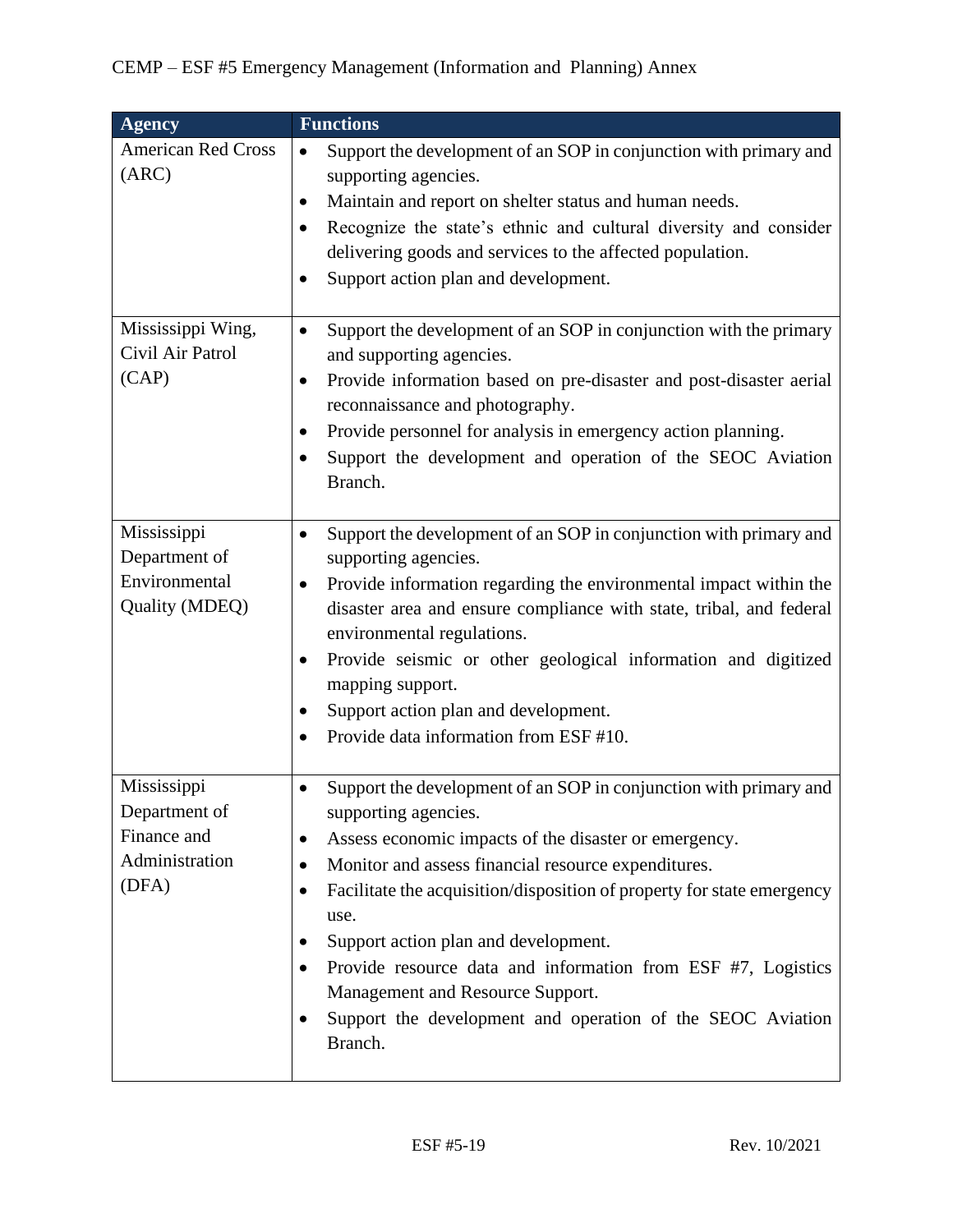| Agency | Functions |
|---|---|
| American Red Cross (ARC) | • Support the development of an SOP in conjunction with primary and supporting agencies.<br>• Maintain and report on shelter status and human needs.<br>• Recognize the state's ethnic and cultural diversity and consider delivering goods and services to the affected population.<br>• Support action plan and development. |
| Mississippi Wing, Civil Air Patrol (CAP) | • Support the development of an SOP in conjunction with the primary and supporting agencies.<br>• Provide information based on pre-disaster and post-disaster aerial reconnaissance and photography.<br>• Provide personnel for analysis in emergency action planning.<br>• Support the development and operation of the SEOC Aviation Branch. |
| Mississippi Department of Environmental Quality (MDEQ) | • Support the development of an SOP in conjunction with primary and supporting agencies.<br>• Provide information regarding the environmental impact within the disaster area and ensure compliance with state, tribal, and federal environmental regulations.<br>• Provide seismic or other geological information and digitized mapping support.<br>• Support action plan and development.<br>• Provide data information from ESF #10. |
| Mississippi Department of Finance and Administration (DFA) | • Support the development of an SOP in conjunction with primary and supporting agencies.<br>• Assess economic impacts of the disaster or emergency.<br>• Monitor and assess financial resource expenditures.<br>• Facilitate the acquisition/disposition of property for state emergency use.<br>• Support action plan and development.<br>• Provide resource data and information from ESF #7, Logistics Management and Resource Support.<br>• Support the development and operation of the SEOC Aviation Branch. |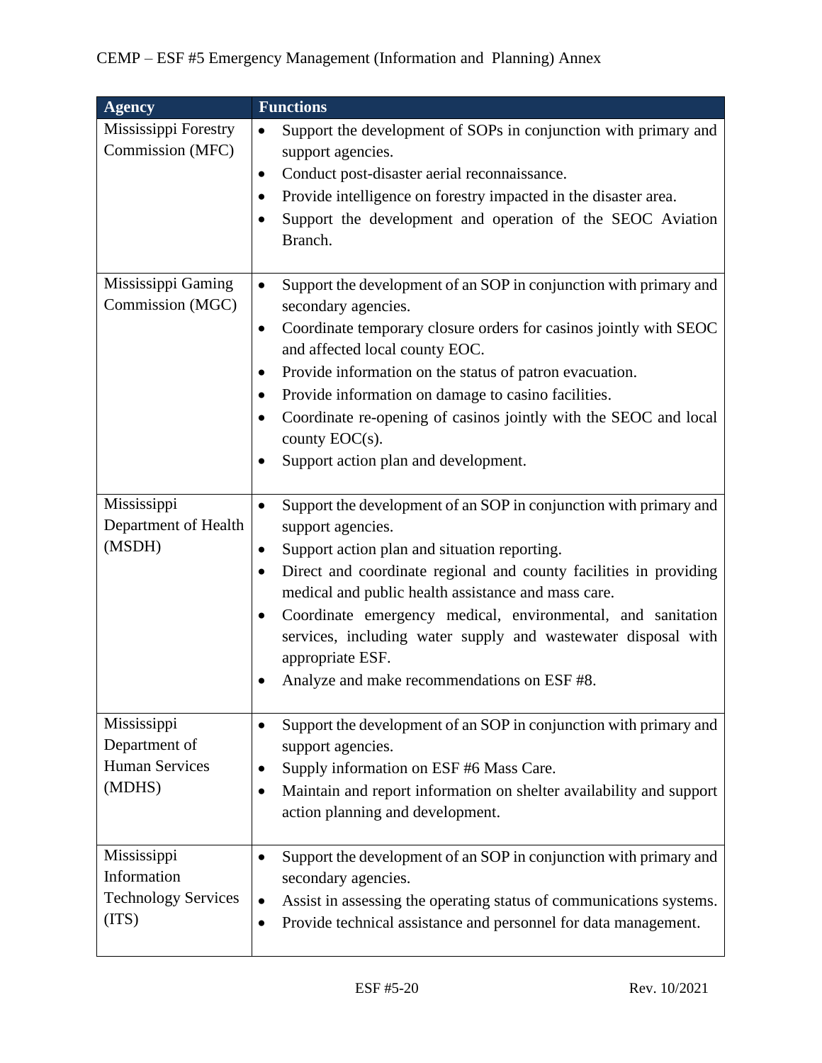| Agency | Functions |
|---|---|
| Mississippi Forestry Commission (MFC) | • Support the development of SOPs in conjunction with primary and support agencies.<br>• Conduct post-disaster aerial reconnaissance.<br>• Provide intelligence on forestry impacted in the disaster area.<br>• Support the development and operation of the SEOC Aviation Branch. |
| Mississippi Gaming Commission (MGC) | • Support the development of an SOP in conjunction with primary and secondary agencies.<br>• Coordinate temporary closure orders for casinos jointly with SEOC and affected local county EOC.<br>• Provide information on the status of patron evacuation.<br>• Provide information on damage to casino facilities.<br>• Coordinate re-opening of casinos jointly with the SEOC and local county EOC(s).<br>• Support action plan and development. |
| Mississippi Department of Health (MSDH) | • Support the development of an SOP in conjunction with primary and support agencies.<br>• Support action plan and situation reporting.<br>• Direct and coordinate regional and county facilities in providing medical and public health assistance and mass care.<br>• Coordinate emergency medical, environmental, and sanitation services, including water supply and wastewater disposal with appropriate ESF.<br>• Analyze and make recommendations on ESF #8. |
| Mississippi Department of Human Services (MDHS) | • Support the development of an SOP in conjunction with primary and support agencies.<br>• Supply information on ESF #6 Mass Care.<br>• Maintain and report information on shelter availability and support action planning and development. |
| Mississippi Information Technology Services (ITS) | • Support the development of an SOP in conjunction with primary and secondary agencies.<br>• Assist in assessing the operating status of communications systems.<br>• Provide technical assistance and personnel for data management. |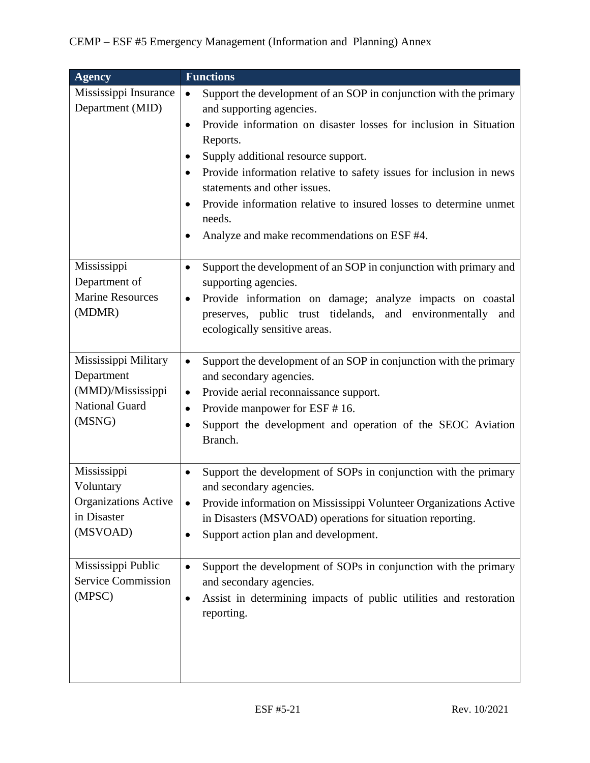| Agency | Functions |
| --- | --- |
| Mississippi Insurance Department (MID) | • Support the development of an SOP in conjunction with the primary and supporting agencies.<br>• Provide information on disaster losses for inclusion in Situation Reports.<br>• Supply additional resource support.<br>• Provide information relative to safety issues for inclusion in news statements and other issues.<br>• Provide information relative to insured losses to determine unmet needs.<br>• Analyze and make recommendations on ESF #4. |
| Mississippi Department of Marine Resources (MDMR) | • Support the development of an SOP in conjunction with primary and supporting agencies.<br>• Provide information on damage; analyze impacts on coastal preserves, public trust tidelands, and environmentally and ecologically sensitive areas. |
| Mississippi Military Department (MMD)/Mississippi National Guard (MSNG) | • Support the development of an SOP in conjunction with the primary and secondary agencies.<br>• Provide aerial reconnaissance support.<br>• Provide manpower for ESF # 16.<br>• Support the development and operation of the SEOC Aviation Branch. |
| Mississippi Voluntary Organizations Active in Disaster (MSVOAD) | • Support the development of SOPs in conjunction with the primary and secondary agencies.<br>• Provide information on Mississippi Volunteer Organizations Active in Disasters (MSVOAD) operations for situation reporting.<br>• Support action plan and development. |
| Mississippi Public Service Commission (MPSC) | • Support the development of SOPs in conjunction with the primary and secondary agencies.<br>• Assist in determining impacts of public utilities and restoration reporting. |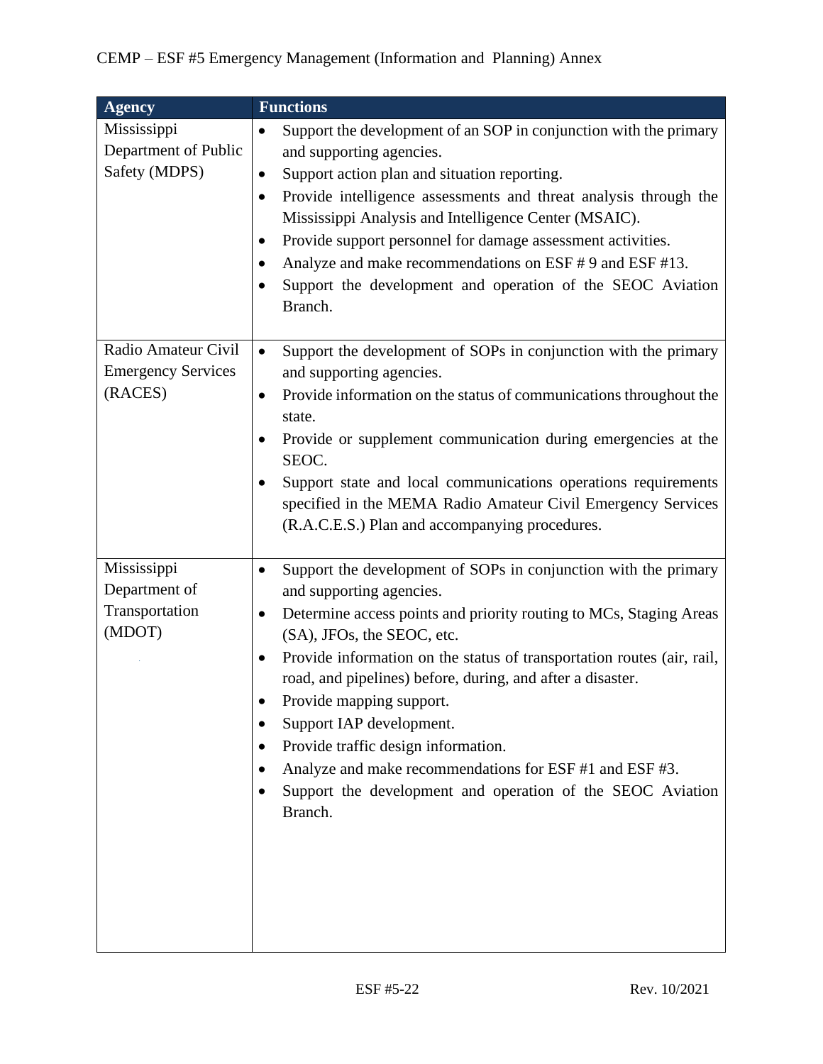| Agency | Functions |
| --- | --- |
| Mississippi Department of Public Safety (MDPS) | • Support the development of an SOP in conjunction with the primary and supporting agencies.<br>• Support action plan and situation reporting.<br>• Provide intelligence assessments and threat analysis through the Mississippi Analysis and Intelligence Center (MSAIC).<br>• Provide support personnel for damage assessment activities.<br>• Analyze and make recommendations on ESF # 9 and ESF #13.<br>• Support the development and operation of the SEOC Aviation Branch. |
| Radio Amateur Civil Emergency Services (RACES) | • Support the development of SOPs in conjunction with the primary and supporting agencies.<br>• Provide information on the status of communications throughout the state.<br>• Provide or supplement communication during emergencies at the SEOC.<br>• Support state and local communications operations requirements specified in the MEMA Radio Amateur Civil Emergency Services (R.A.C.E.S.) Plan and accompanying procedures. |
| Mississippi Department of Transportation (MDOT) | • Support the development of SOPs in conjunction with the primary and supporting agencies.<br>• Determine access points and priority routing to MCs, Staging Areas (SA), JFOs, the SEOC, etc.<br>• Provide information on the status of transportation routes (air, rail, road, and pipelines) before, during, and after a disaster.<br>• Provide mapping support.<br>• Support IAP development.<br>• Provide traffic design information.<br>• Analyze and make recommendations for ESF #1 and ESF #3.<br>• Support the development and operation of the SEOC Aviation Branch. |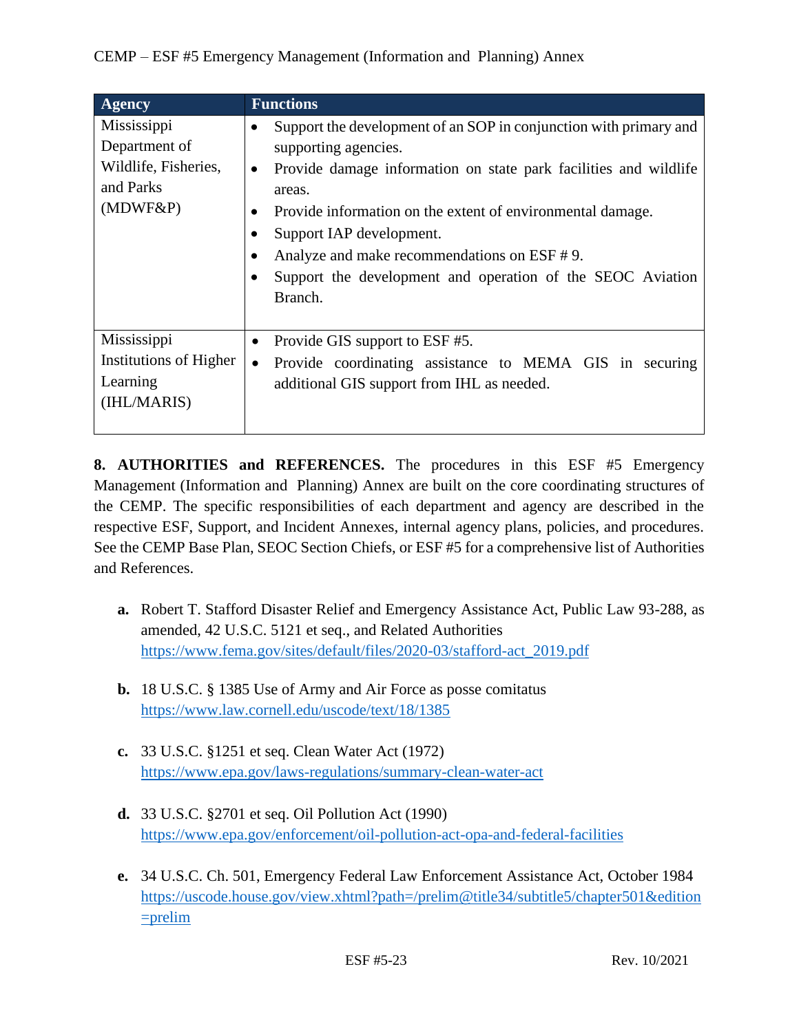| Agency | Functions |
|---|---|
| Mississippi Department of Wildlife, Fisheries, and Parks (MDWF&P) | • Support the development of an SOP in conjunction with primary and supporting agencies.<br>• Provide damage information on state park facilities and wildlife areas.<br>• Provide information on the extent of environmental damage.<br>• Support IAP development.<br>• Analyze and make recommendations on ESF # 9.<br>• Support the development and operation of the SEOC Aviation Branch. |
| Mississippi Institutions of Higher Learning (IHL/MARIS) | • Provide GIS support to ESF #5.<br>• Provide coordinating assistance to MEMA GIS in securing additional GIS support from IHL as needed. |

**8. AUTHORITIES and REFERENCES.** The procedures in this ESF #5 Emergency Management (Information and Planning) Annex are built on the core coordinating structures of the CEMP. The specific responsibilities of each department and agency are described in the respective ESF, Support, and Incident Annexes, internal agency plans, policies, and procedures. See the CEMP Base Plan, SEOC Section Chiefs, or ESF #5 for a comprehensive list of Authorities and References.

**a.** Robert T. Stafford Disaster Relief and Emergency Assistance Act, Public Law 93-288, as amended, 42 U.S.C. 5121 et seq., and Related Authorities https://www.fema.gov/sites/default/files/2020-03/stafford-act_2019.pdf

**b.** 18 U.S.C. § 1385 Use of Army and Air Force as posse comitatus https://www.law.cornell.edu/uscode/text/18/1385

**c.** 33 U.S.C. §1251 et seq. Clean Water Act (1972) https://www.epa.gov/laws-regulations/summary-clean-water-act

**d.** 33 U.S.C. §2701 et seq. Oil Pollution Act (1990) https://www.epa.gov/enforcement/oil-pollution-act-opa-and-federal-facilities

**e.** 34 U.S.C. Ch. 501, Emergency Federal Law Enforcement Assistance Act, October 1984 https://uscode.house.gov/view.xhtml?path=/prelim@title34/subtitle5/chapter501&edition=prelim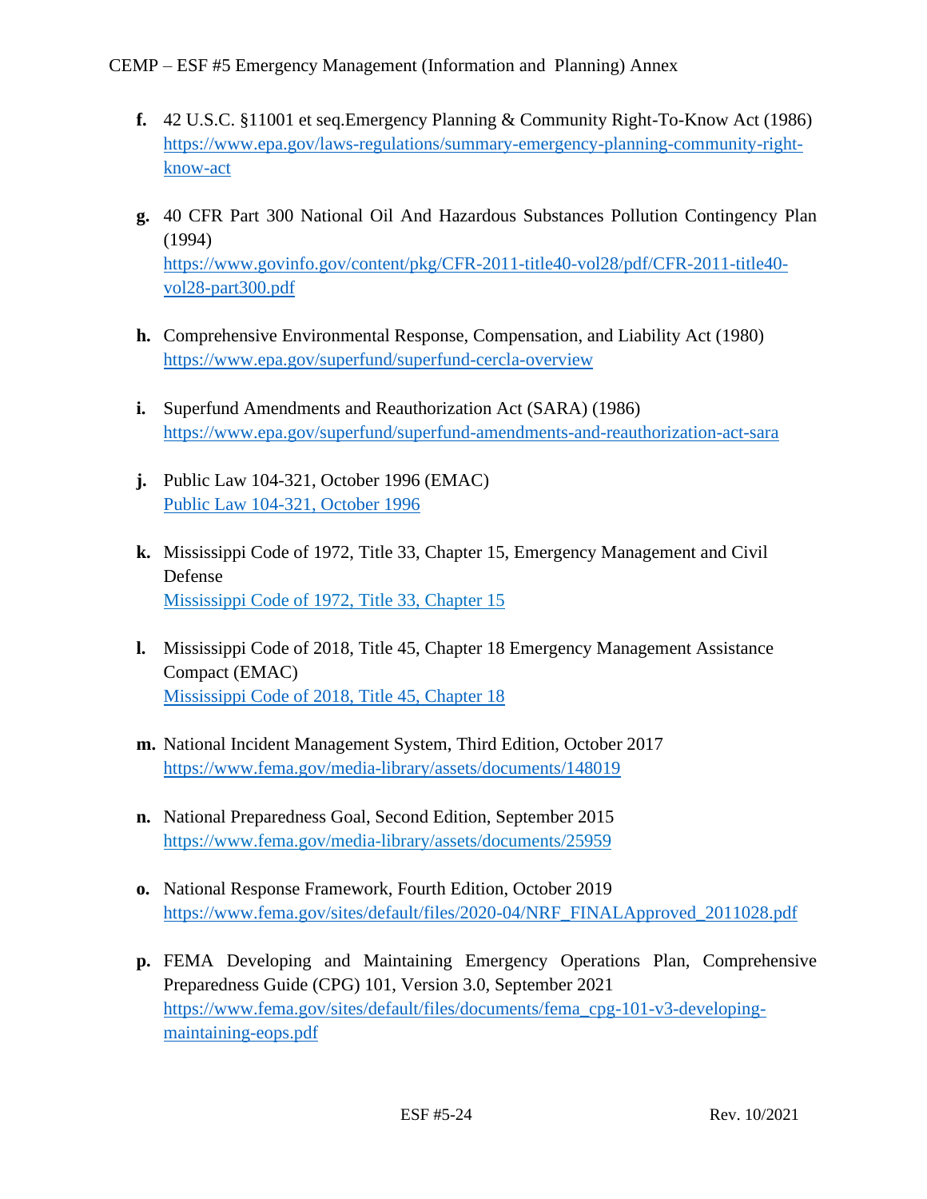f. 42 U.S.C. §11001 et seq.Emergency Planning & Community Right-To-Know Act (1986)
[https://www.epa.gov/laws-regulations/summary-emergency-planning-community-right-know-act](https://www.epa.gov/laws-regulations/summary-emergency-planning-community-right-know-act)

g. 40 CFR Part 300 National Oil And Hazardous Substances Pollution Contingency Plan (1994)
[https://www.govinfo.gov/content/pkg/CFR-2011-title40-vol28/pdf/CFR-2011-title40-vol28-part300.pdf](https://www.govinfo.gov/content/pkg/CFR-2011-title40-vol28/pdf/CFR-2011-title40-vol28-part300.pdf)

h. Comprehensive Environmental Response, Compensation, and Liability Act (1980)
[https://www.epa.gov/superfund/superfund-cercla-overview](https://www.epa.gov/superfund/superfund-cercla-overview)

i. Superfund Amendments and Reauthorization Act (SARA) (1986)
[https://www.epa.gov/superfund/superfund-amendments-and-reauthorization-act-sara](https://www.epa.gov/superfund/superfund-amendments-and-reauthorization-act-sara)

j. Public Law 104-321, October 1996 (EMAC)
Public Law 104-321, October 1996

k. Mississippi Code of 1972, Title 33, Chapter 15, Emergency Management and Civil Defense
Mississippi Code of 1972, Title 33, Chapter 15

l. Mississippi Code of 2018, Title 45, Chapter 18 Emergency Management Assistance Compact (EMAC)
Mississippi Code of 2018, Title 45, Chapter 18

m. National Incident Management System, Third Edition, October 2017
[https://www.fema.gov/media-library/assets/documents/148019](https://www.fema.gov/media-library/assets/documents/148019)

n. National Preparedness Goal, Second Edition, September 2015
[https://www.fema.gov/media-library/assets/documents/25959](https://www.fema.gov/media-library/assets/documents/25959)

o. National Response Framework, Fourth Edition, October 2019
[https://www.fema.gov/sites/default/files/2020-04/NRF_FINALApproved_2011028.pdf](https://www.fema.gov/sites/default/files/2020-04/NRF_FINALApproved_2011028.pdf)

p. FEMA Developing and Maintaining Emergency Operations Plan, Comprehensive Preparedness Guide (CPG) 101, Version 3.0, September 2021
[https://www.fema.gov/sites/default/files/documents/fema_cpg-101-v3-developing-maintaining-eops.pdf](https://www.fema.gov/sites/default/files/documents/fema_cpg-101-v3-developing-maintaining-eops.pdf)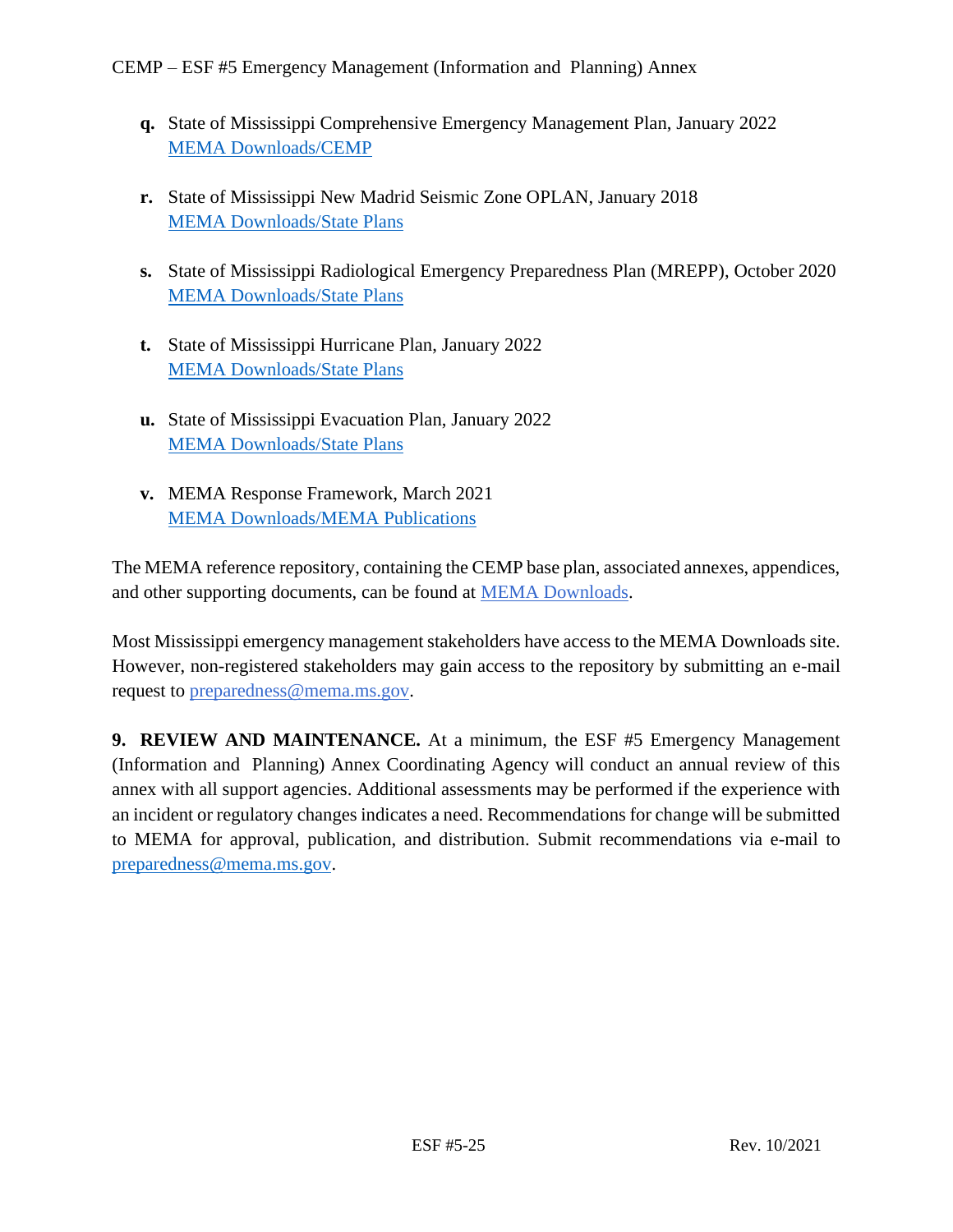**q.** State of Mississippi Comprehensive Emergency Management Plan, January 2022
MEMA Downloads/CEMP

**r.** State of Mississippi New Madrid Seismic Zone OPLAN, January 2018
MEMA Downloads/State Plans

**s.** State of Mississippi Radiological Emergency Preparedness Plan (MREPP), October 2020
MEMA Downloads/State Plans

**t.** State of Mississippi Hurricane Plan, January 2022
MEMA Downloads/State Plans

**u.** State of Mississippi Evacuation Plan, January 2022
MEMA Downloads/State Plans

**v.** MEMA Response Framework, March 2021
MEMA Downloads/MEMA Publications

The MEMA reference repository, containing the CEMP base plan, associated annexes, appendices, and other supporting documents, can be found at MEMA Downloads.

Most Mississippi emergency management stakeholders have access to the MEMA Downloads site. However, non-registered stakeholders may gain access to the repository by submitting an e-mail request to preparedness@mema.ms.gov.

**9. REVIEW AND MAINTENANCE.** At a minimum, the ESF #5 Emergency Management (Information and Planning) Annex Coordinating Agency will conduct an annual review of this annex with all support agencies. Additional assessments may be performed if the experience with an incident or regulatory changes indicates a need. Recommendations for change will be submitted to MEMA for approval, publication, and distribution. Submit recommendations via e-mail to preparedness@mema.ms.gov.